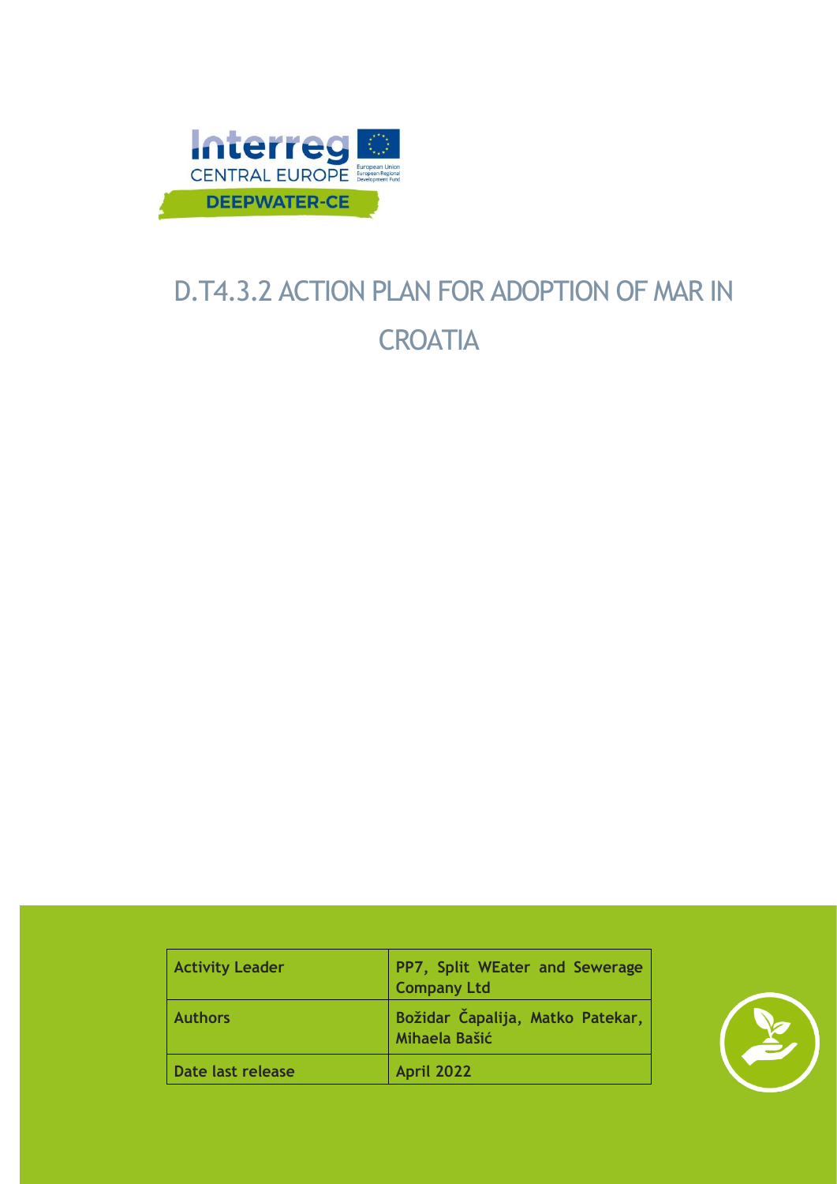Interreg CENTRAL EUROPE

DEEPWATER-CE

# D.T4.3.2 ACTION PLAN FOR ADOPTION OF MAR IN CROATIA

| Activity Leader | PP7, Split WEater and Sewerage Company Ltd |
|---|---|
| Authors | Božidar Čapalija, Matko Patekar, Mihaela Bašić |
| Date last release | April 2022 |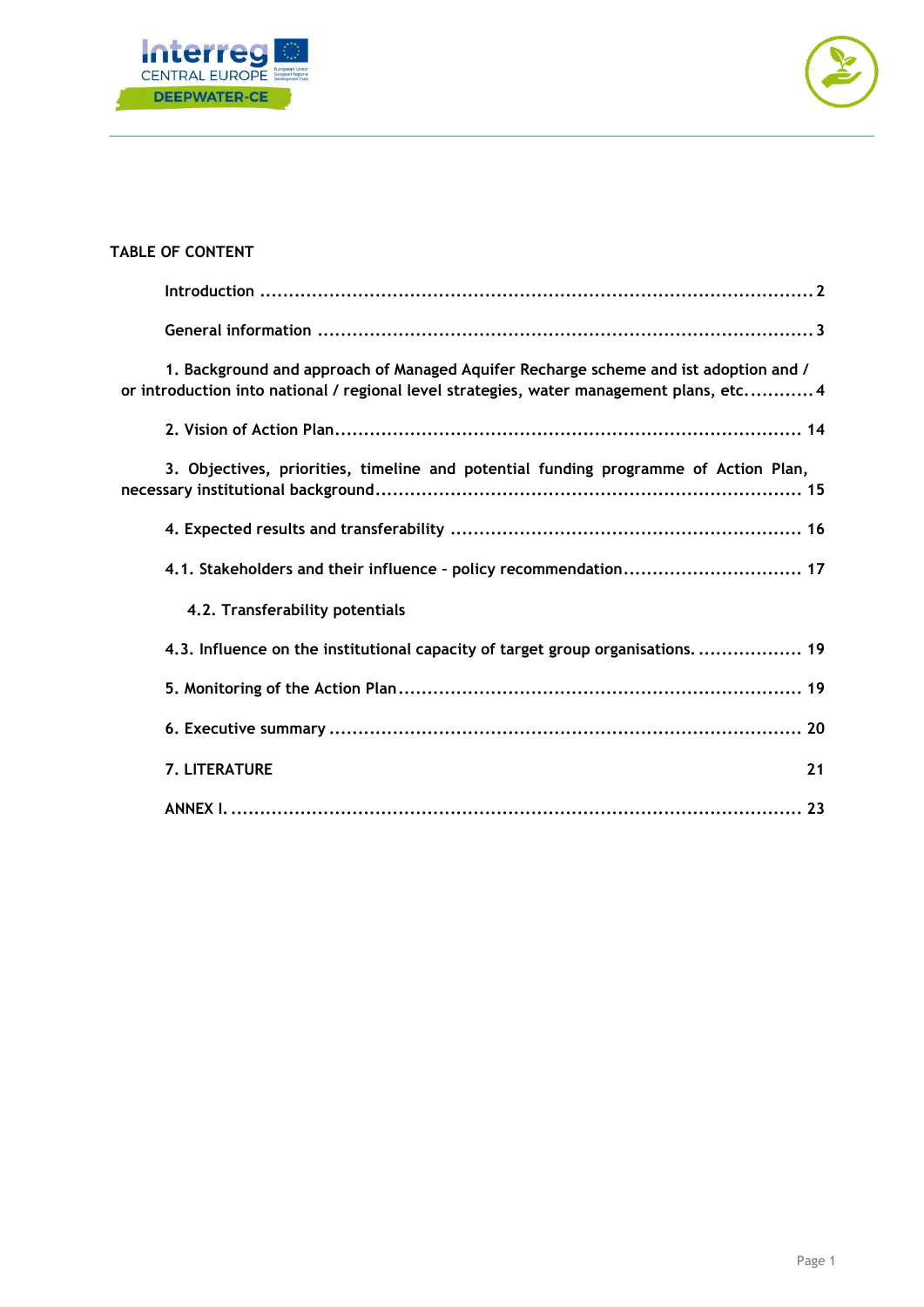TABLE OF CONTENT

Introduction .......................................................................................... 2

General information .................................................................................. 3

1. Background and approach of Managed Aquifer Recharge scheme and ist adoption and / or introduction into national / regional level strategies, water management plans, etc. ........... 4

2. Vision of Action Plan ............................................................................... 14

3. Objectives, priorities, timeline and potential funding programme of Action Plan, necessary institutional background ........................................................................ 15

4. Expected results and transferability ........................................................... 16

4.1. Stakeholders and their influence - policy recommendation .............................. 17

4.2. Transferability potentials

4.3. Influence on the institutional capacity of target group organisations. ................. 19

5. Monitoring of the Action Plan .................................................................... 19

6. Executive summary ................................................................................. 20

7. LITERATURE 21

ANNEX I. ................................................................................................. 23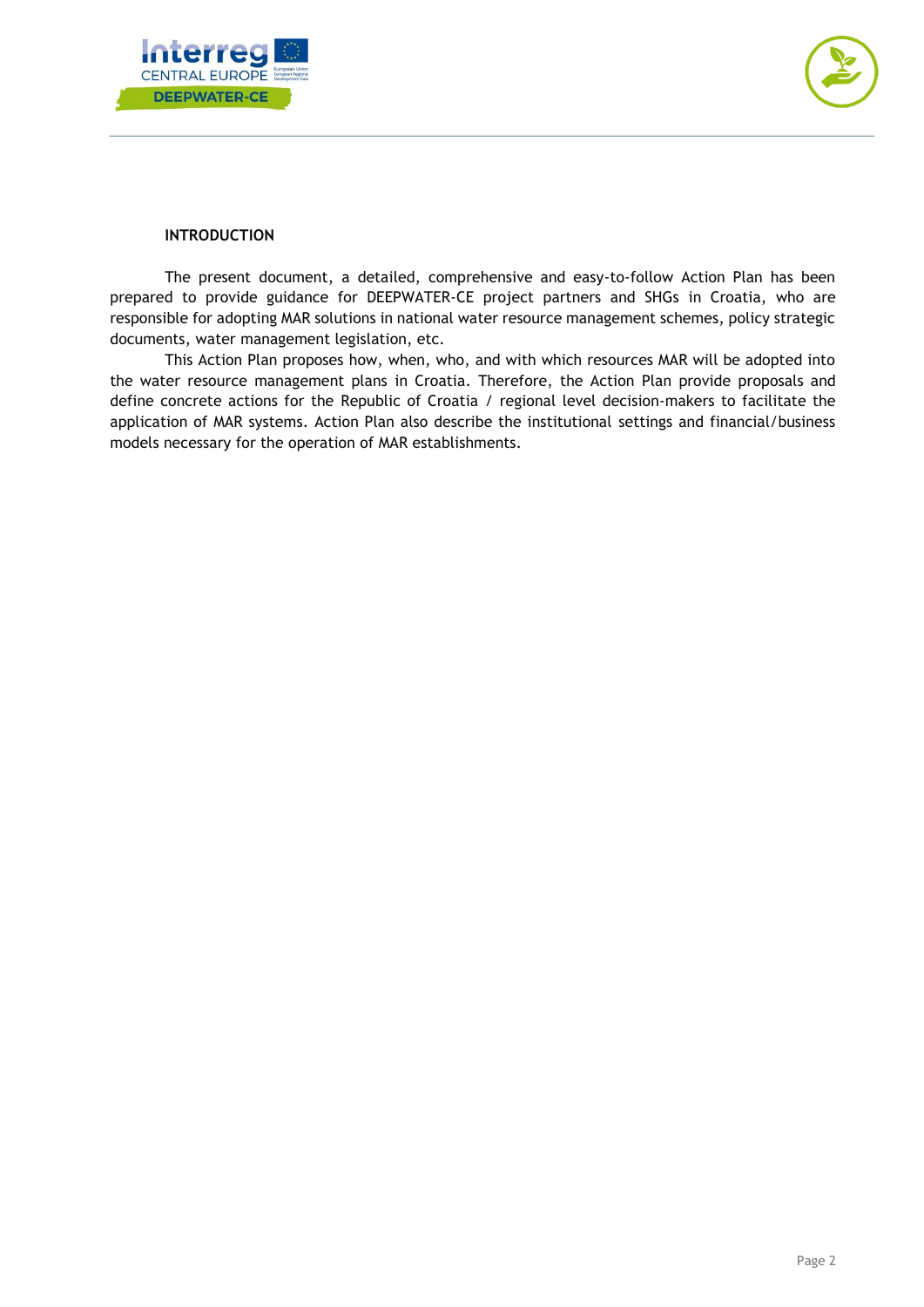## INTRODUCTION

The present document, a detailed, comprehensive and easy-to-follow Action Plan has been prepared to provide guidance for DEEPWATER-CE project partners and SHGs in Croatia, who are responsible for adopting MAR solutions in national water resource management schemes, policy strategic documents, water management legislation, etc.

This Action Plan proposes how, when, who, and with which resources MAR will be adopted into the water resource management plans in Croatia. Therefore, the Action Plan provide proposals and define concrete actions for the Republic of Croatia / regional level decision-makers to facilitate the application of MAR systems. Action Plan also describe the institutional settings and financial/business models necessary for the operation of MAR establishments.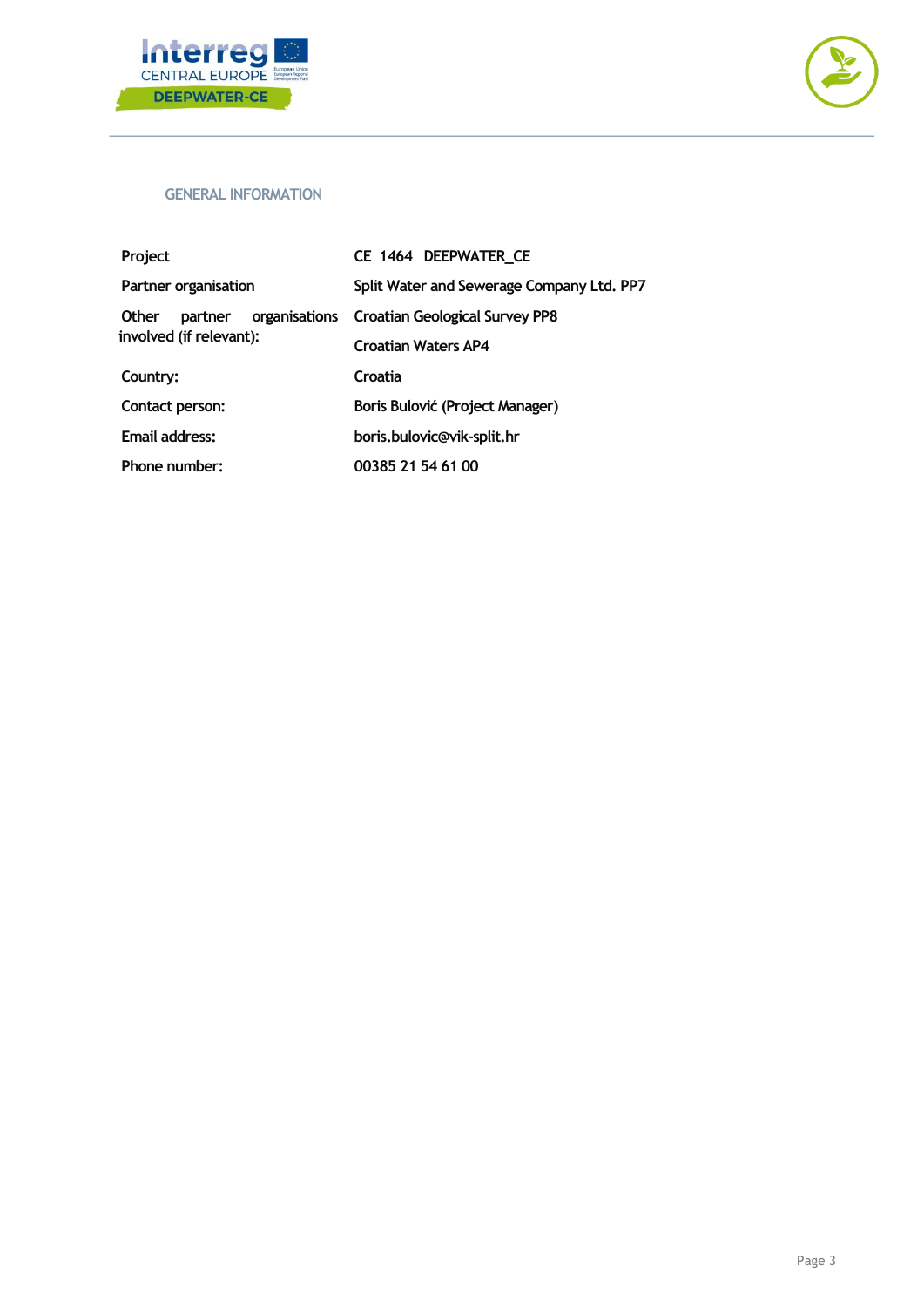## GENERAL INFORMATION

| | |
|---|---|
| Project | CE 1464 DEEPWATER_CE |
| Partner organisation | Split Water and Sewerage Company Ltd. PP7 |
| Other partner organisations involved (if relevant): | Croatian Geological Survey PP8<br>Croatian Waters AP4 |
| Country: | Croatia |
| Contact person: | Boris Bulović (Project Manager) |
| Email address: | boris.bulovic@vik-split.hr |
| Phone number: | 00385 21 54 61 00 |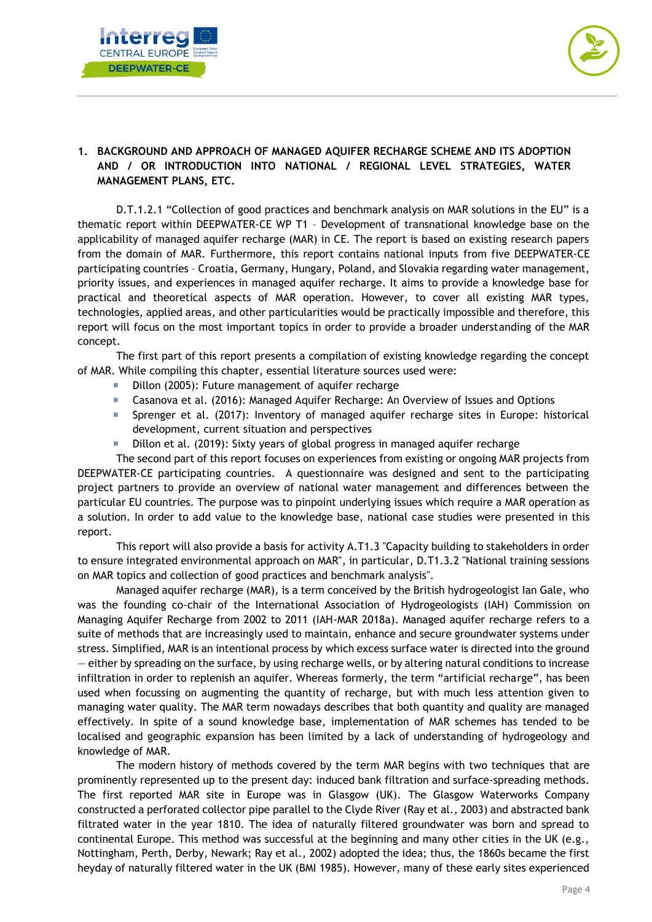## 1. BACKGROUND AND APPROACH OF MANAGED AQUIFER RECHARGE SCHEME AND ITS ADOPTION AND / OR INTRODUCTION INTO NATIONAL / REGIONAL LEVEL STRATEGIES, WATER MANAGEMENT PLANS, ETC.

D.T.1.2.1 "Collection of good practices and benchmark analysis on MAR solutions in the EU" is a thematic report within DEEPWATER-CE WP T1 – Development of transnational knowledge base on the applicability of managed aquifer recharge (MAR) in CE. The report is based on existing research papers from the domain of MAR. Furthermore, this report contains national inputs from five DEEPWATER-CE participating countries – Croatia, Germany, Hungary, Poland, and Slovakia regarding water management, priority issues, and experiences in managed aquifer recharge. It aims to provide a knowledge base for practical and theoretical aspects of MAR operation. However, to cover all existing MAR types, technologies, applied areas, and other particularities would be practically impossible and therefore, this report will focus on the most important topics in order to provide a broader understanding of the MAR concept.

The first part of this report presents a compilation of existing knowledge regarding the concept of MAR. While compiling this chapter, essential literature sources used were:

- Dillon (2005): Future management of aquifer recharge
- Casanova et al. (2016): Managed Aquifer Recharge: An Overview of Issues and Options
- Sprenger et al. (2017): Inventory of managed aquifer recharge sites in Europe: historical development, current situation and perspectives
- Dillon et al. (2019): Sixty years of global progress in managed aquifer recharge

The second part of this report focuses on experiences from existing or ongoing MAR projects from DEEPWATER-CE participating countries. A questionnaire was designed and sent to the participating project partners to provide an overview of national water management and differences between the particular EU countries. The purpose was to pinpoint underlying issues which require a MAR operation as a solution. In order to add value to the knowledge base, national case studies were presented in this report.

This report will also provide a basis for activity A.T1.3 "Capacity building to stakeholders in order to ensure integrated environmental approach on MAR", in particular, D.T1.3.2 "National training sessions on MAR topics and collection of good practices and benchmark analysis".

Managed aquifer recharge (MAR), is a term conceived by the British hydrogeologist Ian Gale, who was the founding co-chair of the International Association of Hydrogeologists (IAH) Commission on Managing Aquifer Recharge from 2002 to 2011 (IAH-MAR 2018a). Managed aquifer recharge refers to a suite of methods that are increasingly used to maintain, enhance and secure groundwater systems under stress. Simplified, MAR is an intentional process by which excess surface water is directed into the ground — either by spreading on the surface, by using recharge wells, or by altering natural conditions to increase infiltration in order to replenish an aquifer. Whereas formerly, the term "artificial recharge", has been used when focussing on augmenting the quantity of recharge, but with much less attention given to managing water quality. The MAR term nowadays describes that both quantity and quality are managed effectively. In spite of a sound knowledge base, implementation of MAR schemes has tended to be localised and geographic expansion has been limited by a lack of understanding of hydrogeology and knowledge of MAR.

The modern history of methods covered by the term MAR begins with two techniques that are prominently represented up to the present day: induced bank filtration and surface-spreading methods. The first reported MAR site in Europe was in Glasgow (UK). The Glasgow Waterworks Company constructed a perforated collector pipe parallel to the Clyde River (Ray et al., 2003) and abstracted bank filtrated water in the year 1810. The idea of naturally filtered groundwater was born and spread to continental Europe. This method was successful at the beginning and many other cities in the UK (e.g., Nottingham, Perth, Derby, Newark; Ray et al., 2002) adopted the idea; thus, the 1860s became the first heyday of naturally filtered water in the UK (BMI 1985). However, many of these early sites experienced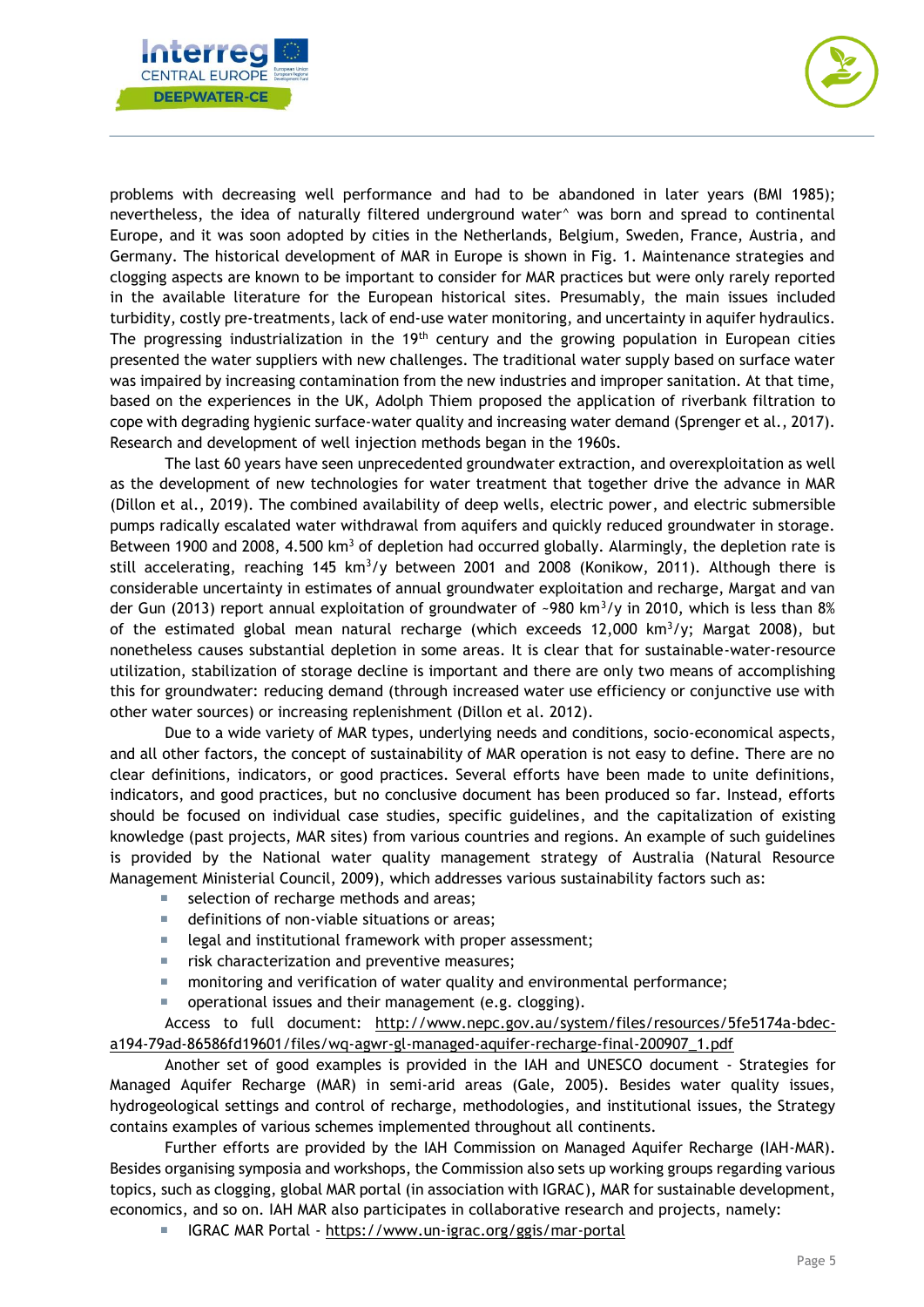problems with decreasing well performance and had to be abandoned in later years (BMI 1985); nevertheless, the idea of naturally filtered underground water^ was born and spread to continental Europe, and it was soon adopted by cities in the Netherlands, Belgium, Sweden, France, Austria, and Germany. The historical development of MAR in Europe is shown in Fig. 1. Maintenance strategies and clogging aspects are known to be important to consider for MAR practices but were only rarely reported in the available literature for the European historical sites. Presumably, the main issues included turbidity, costly pre-treatments, lack of end-use water monitoring, and uncertainty in aquifer hydraulics. The progressing industrialization in the 19th century and the growing population in European cities presented the water suppliers with new challenges. The traditional water supply based on surface water was impaired by increasing contamination from the new industries and improper sanitation. At that time, based on the experiences in the UK, Adolph Thiem proposed the application of riverbank filtration to cope with degrading hygienic surface-water quality and increasing water demand (Sprenger et al., 2017). Research and development of well injection methods began in the 1960s.

The last 60 years have seen unprecedented groundwater extraction, and overexploitation as well as the development of new technologies for water treatment that together drive the advance in MAR (Dillon et al., 2019). The combined availability of deep wells, electric power, and electric submersible pumps radically escalated water withdrawal from aquifers and quickly reduced groundwater in storage. Between 1900 and 2008, 4.500 $km^3$ of depletion had occurred globally. Alarmingly, the depletion rate is still accelerating, reaching 145 $km^3/y$ between 2001 and 2008 (Konikow, 2011). Although there is considerable uncertainty in estimates of annual groundwater exploitation and recharge, Margat and van der Gun (2013) report annual exploitation of groundwater of ~980 $km^3/y$ in 2010, which is less than 8% of the estimated global mean natural recharge (which exceeds 12,000 $km^3/y$; Margat 2008), but nonetheless causes substantial depletion in some areas. It is clear that for sustainable-water-resource utilization, stabilization of storage decline is important and there are only two means of accomplishing this for groundwater: reducing demand (through increased water use efficiency or conjunctive use with other water sources) or increasing replenishment (Dillon et al. 2012).

Due to a wide variety of MAR types, underlying needs and conditions, socio-economical aspects, and all other factors, the concept of sustainability of MAR operation is not easy to define. There are no clear definitions, indicators, or good practices. Several efforts have been made to unite definitions, indicators, and good practices, but no conclusive document has been produced so far. Instead, efforts should be focused on individual case studies, specific guidelines, and the capitalization of existing knowledge (past projects, MAR sites) from various countries and regions. An example of such guidelines is provided by the National water quality management strategy of Australia (Natural Resource Management Ministerial Council, 2009), which addresses various sustainability factors such as:

- selection of recharge methods and areas;
- definitions of non-viable situations or areas;
- legal and institutional framework with proper assessment;
- risk characterization and preventive measures;
- monitoring and verification of water quality and environmental performance;
- operational issues and their management (e.g. clogging).

Access to full document: http://www.nepc.gov.au/system/files/resources/5fe5174a-bdec-a194-79ad-86586fd19601/files/wq-agwr-gl-managed-aquifer-recharge-final-200907_1.pdf

Another set of good examples is provided in the IAH and UNESCO document - Strategies for Managed Aquifer Recharge (MAR) in semi-arid areas (Gale, 2005). Besides water quality issues, hydrogeological settings and control of recharge, methodologies, and institutional issues, the Strategy contains examples of various schemes implemented throughout all continents.

Further efforts are provided by the IAH Commission on Managed Aquifer Recharge (IAH-MAR). Besides organising symposia and workshops, the Commission also sets up working groups regarding various topics, such as clogging, global MAR portal (in association with IGRAC), MAR for sustainable development, economics, and so on. IAH MAR also participates in collaborative research and projects, namely:

- IGRAC MAR Portal - https://www.un-igrac.org/ggis/mar-portal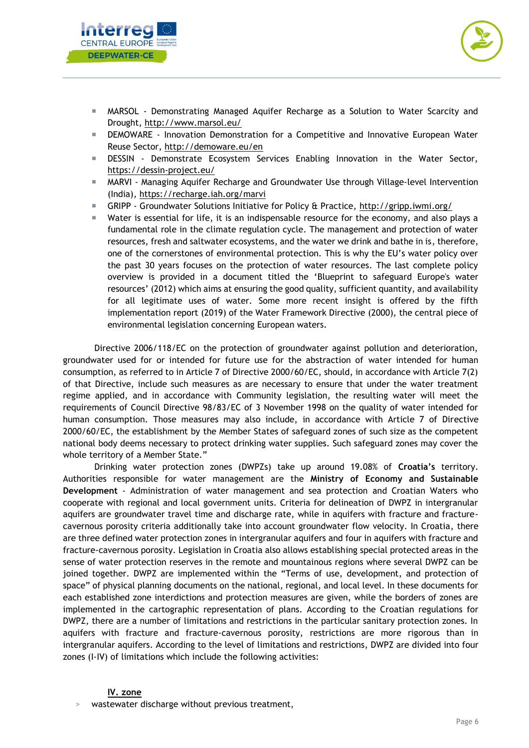- MARSOL - Demonstrating Managed Aquifer Recharge as a Solution to Water Scarcity and Drought, http://www.marsol.eu/
- DEMOWARE - Innovation Demonstration for a Competitive and Innovative European Water Reuse Sector, http://demoware.eu/en
- DESSIN - Demonstrate Ecosystem Services Enabling Innovation in the Water Sector, https://dessin-project.eu/
- MARVI - Managing Aquifer Recharge and Groundwater Use through Village-level Intervention (India), https://recharge.iah.org/marvi
- GRIPP - Groundwater Solutions Initiative for Policy & Practice, http://gripp.iwmi.org/
- Water is essential for life, it is an indispensable resource for the economy, and also plays a fundamental role in the climate regulation cycle. The management and protection of water resources, fresh and saltwater ecosystems, and the water we drink and bathe in is, therefore, one of the cornerstones of environmental protection. This is why the EU's water policy over the past 30 years focuses on the protection of water resources. The last complete policy overview is provided in a document titled the 'Blueprint to safeguard Europe's water resources' (2012) which aims at ensuring the good quality, sufficient quantity, and availability for all legitimate uses of water. Some more recent insight is offered by the fifth implementation report (2019) of the Water Framework Directive (2000), the central piece of environmental legislation concerning European waters.

Directive 2006/118/EC on the protection of groundwater against pollution and deterioration, groundwater used for or intended for future use for the abstraction of water intended for human consumption, as referred to in Article 7 of Directive 2000/60/EC, should, in accordance with Article 7(2) of that Directive, include such measures as are necessary to ensure that under the water treatment regime applied, and in accordance with Community legislation, the resulting water will meet the requirements of Council Directive 98/83/EC of 3 November 1998 on the quality of water intended for human consumption. Those measures may also include, in accordance with Article 7 of Directive 2000/60/EC, the establishment by the Member States of safeguard zones of such size as the competent national body deems necessary to protect drinking water supplies. Such safeguard zones may cover the whole territory of a Member State."

Drinking water protection zones (DWPZs) take up around 19.08% of **Croatia's** territory. Authorities responsible for water management are the **Ministry of Economy and Sustainable Development** - Administration of water management and sea protection and Croatian Waters who cooperate with regional and local government units. Criteria for delineation of DWPZ in intergranular aquifers are groundwater travel time and discharge rate, while in aquifers with fracture and fracture-cavernous porosity criteria additionally take into account groundwater flow velocity. In Croatia, there are three defined water protection zones in intergranular aquifers and four in aquifers with fracture and fracture-cavernous porosity. Legislation in Croatia also allows establishing special protected areas in the sense of water protection reserves in the remote and mountainous regions where several DWPZ can be joined together. DWPZ are implemented within the "Terms of use, development, and protection of space" of physical planning documents on the national, regional, and local level. In these documents for each established zone interdictions and protection measures are given, while the borders of zones are implemented in the cartographic representation of plans. According to the Croatian regulations for DWPZ, there are a number of limitations and restrictions in the particular sanitary protection zones. In aquifers with fracture and fracture-cavernous porosity, restrictions are more rigorous than in intergranular aquifers. According to the level of limitations and restrictions, DWPZ are divided into four zones (I-IV) of limitations which include the following activities:

**IV. zone**

- wastewater discharge without previous treatment,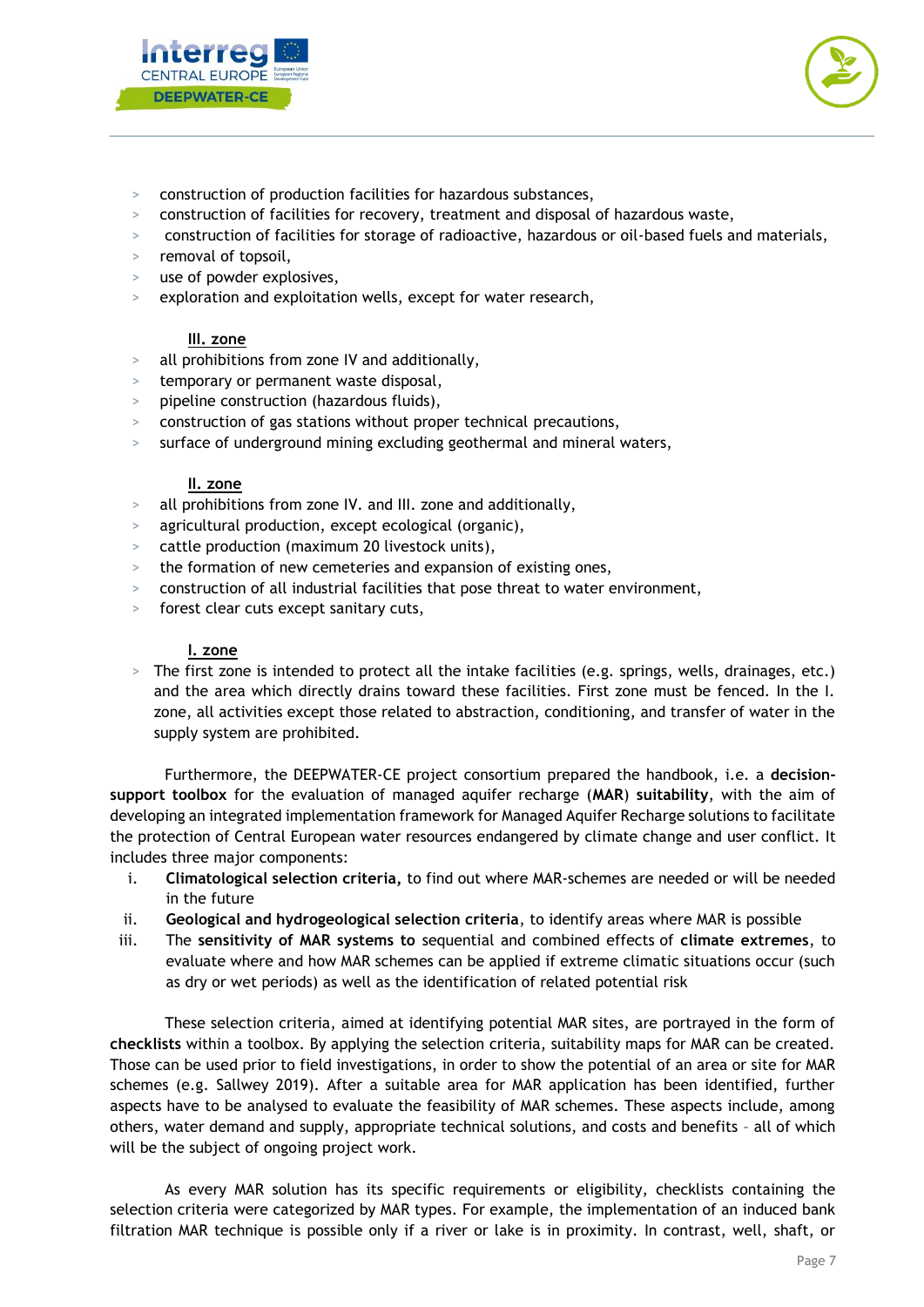- construction of production facilities for hazardous substances,
- construction of facilities for recovery, treatment and disposal of hazardous waste,
- construction of facilities for storage of radioactive, hazardous or oil-based fuels and materials,
- removal of topsoil,
- use of powder explosives,
- exploration and exploitation wells, except for water research,

**III. zone**

- all prohibitions from zone IV and additionally,
- temporary or permanent waste disposal,
- pipeline construction (hazardous fluids),
- construction of gas stations without proper technical precautions,
- surface of underground mining excluding geothermal and mineral waters,

**II. zone**

- all prohibitions from zone IV. and III. zone and additionally,
- agricultural production, except ecological (organic),
- cattle production (maximum 20 livestock units),
- the formation of new cemeteries and expansion of existing ones,
- construction of all industrial facilities that pose threat to water environment,
- forest clear cuts except sanitary cuts,

**I. zone**

- The first zone is intended to protect all the intake facilities (e.g. springs, wells, drainages, etc.) and the area which directly drains toward these facilities. First zone must be fenced. In the I. zone, all activities except those related to abstraction, conditioning, and transfer of water in the supply system are prohibited.

Furthermore, the DEEPWATER-CE project consortium prepared the handbook, i.e. a **decision-support toolbox** for the evaluation of managed aquifer recharge (**MAR**) **suitability**, with the aim of developing an integrated implementation framework for Managed Aquifer Recharge solutions to facilitate the protection of Central European water resources endangered by climate change and user conflict. It includes three major components:

i. **Climatological selection criteria,** to find out where MAR-schemes are needed or will be needed in the future
ii. **Geological and hydrogeological selection criteria**, to identify areas where MAR is possible
iii. The **sensitivity of MAR systems to** sequential and combined effects of **climate extremes**, to evaluate where and how MAR schemes can be applied if extreme climatic situations occur (such as dry or wet periods) as well as the identification of related potential risk

These selection criteria, aimed at identifying potential MAR sites, are portrayed in the form of **checklists** within a toolbox. By applying the selection criteria, suitability maps for MAR can be created. Those can be used prior to field investigations, in order to show the potential of an area or site for MAR schemes (e.g. Sallwey 2019). After a suitable area for MAR application has been identified, further aspects have to be analysed to evaluate the feasibility of MAR schemes. These aspects include, among others, water demand and supply, appropriate technical solutions, and costs and benefits – all of which will be the subject of ongoing project work.

As every MAR solution has its specific requirements or eligibility, checklists containing the selection criteria were categorized by MAR types. For example, the implementation of an induced bank filtration MAR technique is possible only if a river or lake is in proximity. In contrast, well, shaft, or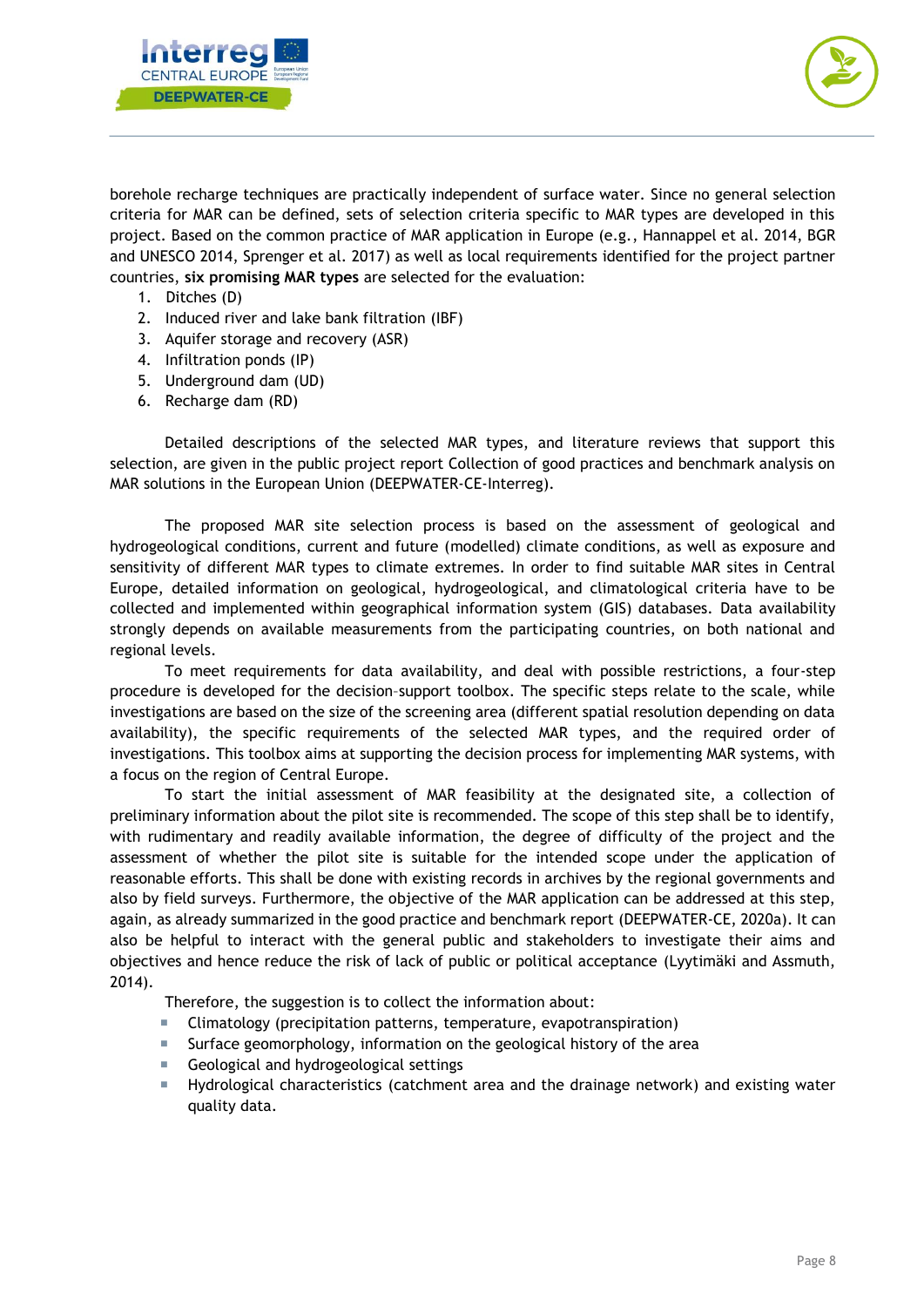borehole recharge techniques are practically independent of surface water. Since no general selection criteria for MAR can be defined, sets of selection criteria specific to MAR types are developed in this project. Based on the common practice of MAR application in Europe (e.g., Hannappel et al. 2014, BGR and UNESCO 2014, Sprenger et al. 2017) as well as local requirements identified for the project partner countries, **six promising MAR types** are selected for the evaluation:

1. Ditches (D)
2. Induced river and lake bank filtration (IBF)
3. Aquifer storage and recovery (ASR)
4. Infiltration ponds (IP)
5. Underground dam (UD)
6. Recharge dam (RD)

Detailed descriptions of the selected MAR types, and literature reviews that support this selection, are given in the public project report Collection of good practices and benchmark analysis on MAR solutions in the European Union (DEEPWATER-CE-Interreg).

The proposed MAR site selection process is based on the assessment of geological and hydrogeological conditions, current and future (modelled) climate conditions, as well as exposure and sensitivity of different MAR types to climate extremes. In order to find suitable MAR sites in Central Europe, detailed information on geological, hydrogeological, and climatological criteria have to be collected and implemented within geographical information system (GIS) databases. Data availability strongly depends on available measurements from the participating countries, on both national and regional levels.

To meet requirements for data availability, and deal with possible restrictions, a four-step procedure is developed for the decision-support toolbox. The specific steps relate to the scale, while investigations are based on the size of the screening area (different spatial resolution depending on data availability), the specific requirements of the selected MAR types, and the required order of investigations. This toolbox aims at supporting the decision process for implementing MAR systems, with a focus on the region of Central Europe.

To start the initial assessment of MAR feasibility at the designated site, a collection of preliminary information about the pilot site is recommended. The scope of this step shall be to identify, with rudimentary and readily available information, the degree of difficulty of the project and the assessment of whether the pilot site is suitable for the intended scope under the application of reasonable efforts. This shall be done with existing records in archives by the regional governments and also by field surveys. Furthermore, the objective of the MAR application can be addressed at this step, again, as already summarized in the good practice and benchmark report (DEEPWATER-CE, 2020a). It can also be helpful to interact with the general public and stakeholders to investigate their aims and objectives and hence reduce the risk of lack of public or political acceptance (Lyytimäki and Assmuth, 2014).

Therefore, the suggestion is to collect the information about:

- Climatology (precipitation patterns, temperature, evapotranspiration)
- Surface geomorphology, information on the geological history of the area
- Geological and hydrogeological settings
- Hydrological characteristics (catchment area and the drainage network) and existing water quality data.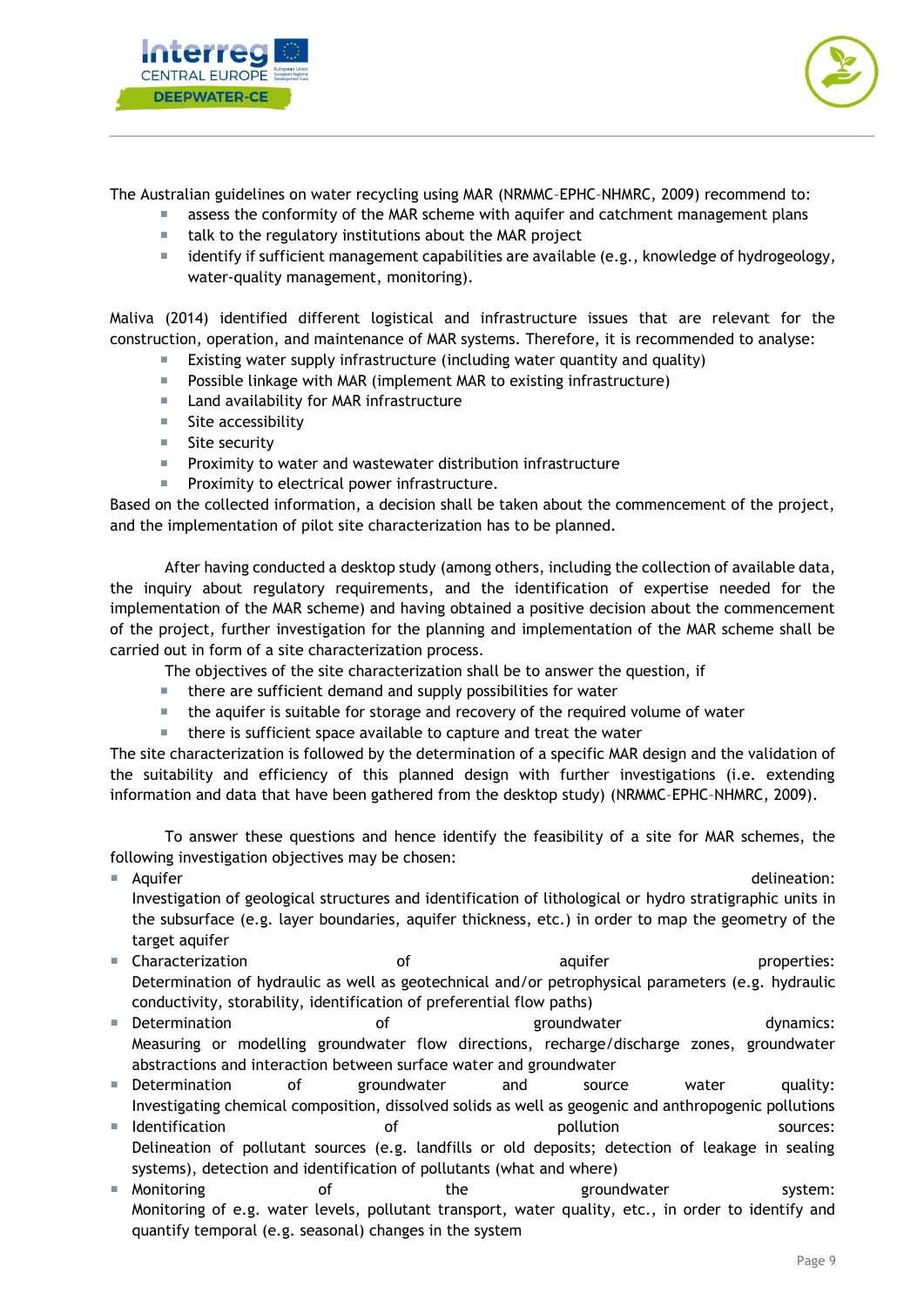The Australian guidelines on water recycling using MAR (NRMMC–EPHC–NHMRC, 2009) recommend to:

- assess the conformity of the MAR scheme with aquifer and catchment management plans
- talk to the regulatory institutions about the MAR project
- identify if sufficient management capabilities are available (e.g., knowledge of hydrogeology, water-quality management, monitoring).

Maliva (2014) identified different logistical and infrastructure issues that are relevant for the construction, operation, and maintenance of MAR systems. Therefore, it is recommended to analyse:

- Existing water supply infrastructure (including water quantity and quality)
- Possible linkage with MAR (implement MAR to existing infrastructure)
- Land availability for MAR infrastructure
- Site accessibility
- Site security
- Proximity to water and wastewater distribution infrastructure
- Proximity to electrical power infrastructure.

Based on the collected information, a decision shall be taken about the commencement of the project, and the implementation of pilot site characterization has to be planned.

After having conducted a desktop study (among others, including the collection of available data, the inquiry about regulatory requirements, and the identification of expertise needed for the implementation of the MAR scheme) and having obtained a positive decision about the commencement of the project, further investigation for the planning and implementation of the MAR scheme shall be carried out in form of a site characterization process.

The objectives of the site characterization shall be to answer the question, if

- there are sufficient demand and supply possibilities for water
- the aquifer is suitable for storage and recovery of the required volume of water
- there is sufficient space available to capture and treat the water

The site characterization is followed by the determination of a specific MAR design and the validation of the suitability and efficiency of this planned design with further investigations (i.e. extending information and data that have been gathered from the desktop study) (NRMMC–EPHC–NHMRC, 2009).

To answer these questions and hence identify the feasibility of a site for MAR schemes, the following investigation objectives may be chosen:

- Aquifer delineation: Investigation of geological structures and identification of lithological or hydro stratigraphic units in the subsurface (e.g. layer boundaries, aquifer thickness, etc.) in order to map the geometry of the target aquifer
- Characterization of aquifer properties: Determination of hydraulic as well as geotechnical and/or petrophysical parameters (e.g. hydraulic conductivity, storability, identification of preferential flow paths)
- Determination of groundwater dynamics: Measuring or modelling groundwater flow directions, recharge/discharge zones, groundwater abstractions and interaction between surface water and groundwater
- Determination of groundwater and source water quality: Investigating chemical composition, dissolved solids as well as geogenic and anthropogenic pollutions
- Identification of pollution sources: Delineation of pollutant sources (e.g. landfills or old deposits; detection of leakage in sealing systems), detection and identification of pollutants (what and where)
- Monitoring of the groundwater system: Monitoring of e.g. water levels, pollutant transport, water quality, etc., in order to identify and quantify temporal (e.g. seasonal) changes in the system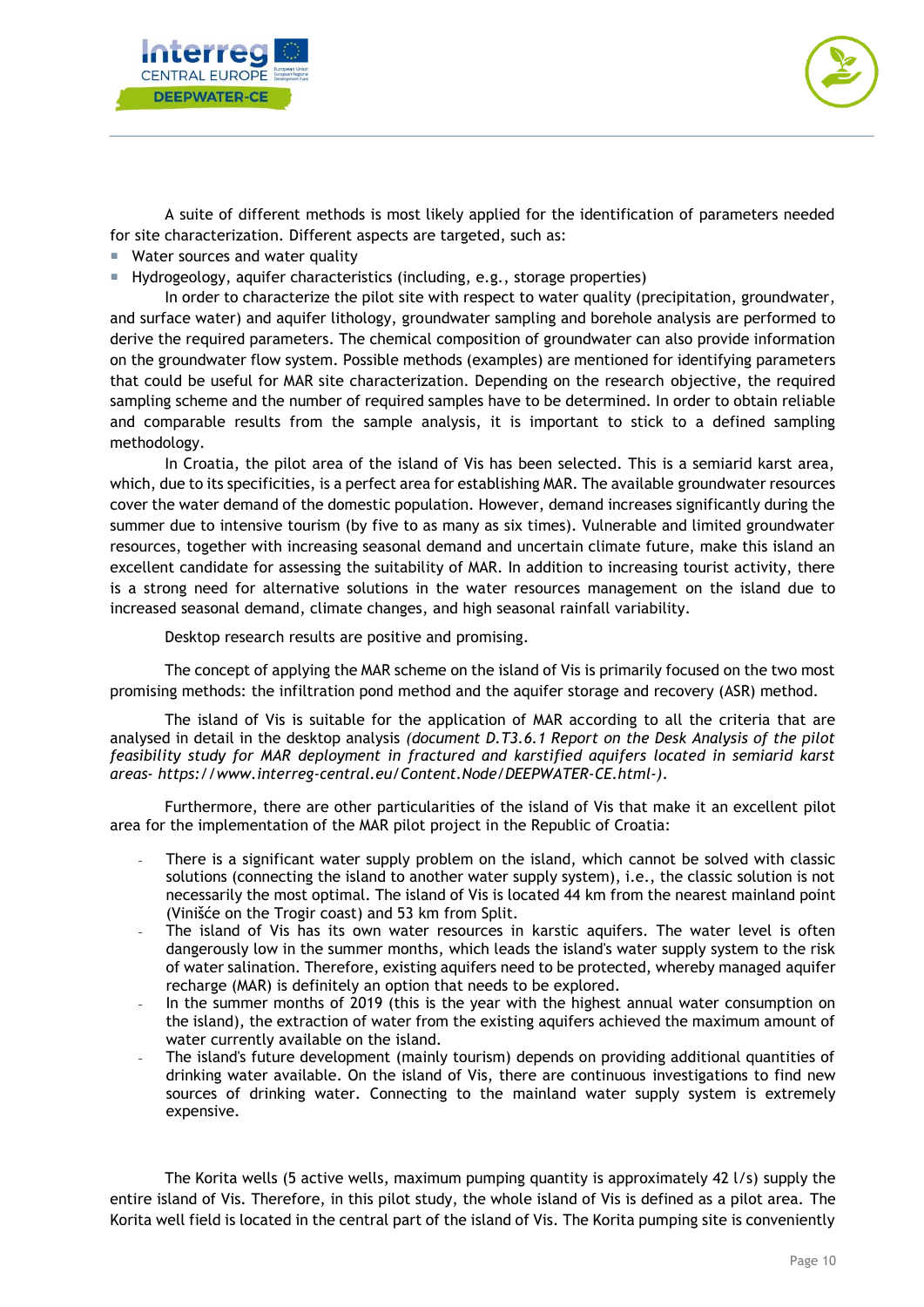A suite of different methods is most likely applied for the identification of parameters needed for site characterization. Different aspects are targeted, such as:

- Water sources and water quality
- Hydrogeology, aquifer characteristics (including, e.g., storage properties)

In order to characterize the pilot site with respect to water quality (precipitation, groundwater, and surface water) and aquifer lithology, groundwater sampling and borehole analysis are performed to derive the required parameters. The chemical composition of groundwater can also provide information on the groundwater flow system. Possible methods (examples) are mentioned for identifying parameters that could be useful for MAR site characterization. Depending on the research objective, the required sampling scheme and the number of required samples have to be determined. In order to obtain reliable and comparable results from the sample analysis, it is important to stick to a defined sampling methodology.

In Croatia, the pilot area of the island of Vis has been selected. This is a semiarid karst area, which, due to its specificities, is a perfect area for establishing MAR. The available groundwater resources cover the water demand of the domestic population. However, demand increases significantly during the summer due to intensive tourism (by five to as many as six times). Vulnerable and limited groundwater resources, together with increasing seasonal demand and uncertain climate future, make this island an excellent candidate for assessing the suitability of MAR. In addition to increasing tourist activity, there is a strong need for alternative solutions in the water resources management on the island due to increased seasonal demand, climate changes, and high seasonal rainfall variability.

Desktop research results are positive and promising.

The concept of applying the MAR scheme on the island of Vis is primarily focused on the two most promising methods: the infiltration pond method and the aquifer storage and recovery (ASR) method.

The island of Vis is suitable for the application of MAR according to all the criteria that are analysed in detail in the desktop analysis *(document D.T3.6.1 Report on the Desk Analysis of the pilot feasibility study for MAR deployment in fractured and karstified aquifers located in semiarid karst areas- https://www.interreg-central.eu/Content.Node/DEEPWATER-CE.html-)*.

Furthermore, there are other particularities of the island of Vis that make it an excellent pilot area for the implementation of the MAR pilot project in the Republic of Croatia:

- There is a significant water supply problem on the island, which cannot be solved with classic solutions (connecting the island to another water supply system), i.e., the classic solution is not necessarily the most optimal. The island of Vis is located 44 km from the nearest mainland point (Vinišće on the Trogir coast) and 53 km from Split.
- The island of Vis has its own water resources in karstic aquifers. The water level is often dangerously low in the summer months, which leads the island's water supply system to the risk of water salination. Therefore, existing aquifers need to be protected, whereby managed aquifer recharge (MAR) is definitely an option that needs to be explored.
- In the summer months of 2019 (this is the year with the highest annual water consumption on the island), the extraction of water from the existing aquifers achieved the maximum amount of water currently available on the island.
- The island's future development (mainly tourism) depends on providing additional quantities of drinking water available. On the island of Vis, there are continuous investigations to find new sources of drinking water. Connecting to the mainland water supply system is extremely expensive.

The Korita wells (5 active wells, maximum pumping quantity is approximately 42 l/s) supply the entire island of Vis. Therefore, in this pilot study, the whole island of Vis is defined as a pilot area. The Korita well field is located in the central part of the island of Vis. The Korita pumping site is conveniently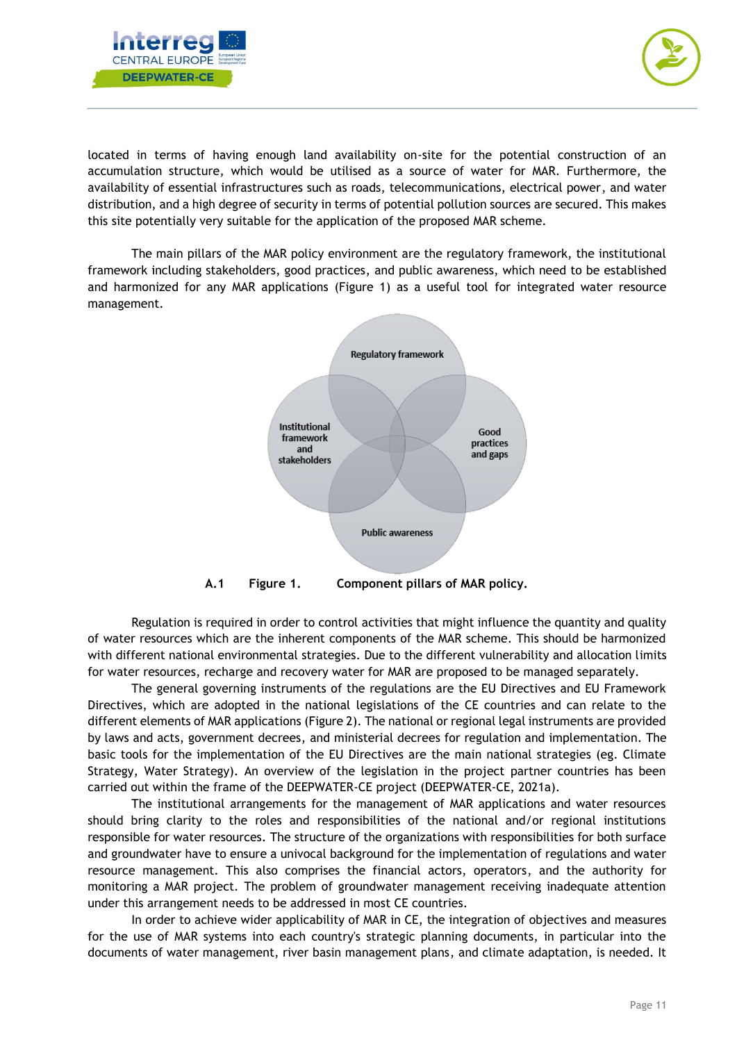located in terms of having enough land availability on-site for the potential construction of an accumulation structure, which would be utilised as a source of water for MAR. Furthermore, the availability of essential infrastructures such as roads, telecommunications, electrical power, and water distribution, and a high degree of security in terms of potential pollution sources are secured. This makes this site potentially very suitable for the application of the proposed MAR scheme.

The main pillars of the MAR policy environment are the regulatory framework, the institutional framework including stakeholders, good practices, and public awareness, which need to be established and harmonized for any MAR applications (Figure 1) as a useful tool for integrated water resource management.

Regulatory framework

Institutional framework and stakeholders

Good practices and gaps

Public awareness

**A.1 Figure 1. Component pillars of MAR policy.**

Regulation is required in order to control activities that might influence the quantity and quality of water resources which are the inherent components of the MAR scheme. This should be harmonized with different national environmental strategies. Due to the different vulnerability and allocation limits for water resources, recharge and recovery water for MAR are proposed to be managed separately.

The general governing instruments of the regulations are the EU Directives and EU Framework Directives, which are adopted in the national legislations of the CE countries and can relate to the different elements of MAR applications (Figure 2). The national or regional legal instruments are provided by laws and acts, government decrees, and ministerial decrees for regulation and implementation. The basic tools for the implementation of the EU Directives are the main national strategies (eg. Climate Strategy, Water Strategy). An overview of the legislation in the project partner countries has been carried out within the frame of the DEEPWATER-CE project (DEEPWATER-CE, 2021a).

The institutional arrangements for the management of MAR applications and water resources should bring clarity to the roles and responsibilities of the national and/or regional institutions responsible for water resources. The structure of the organizations with responsibilities for both surface and groundwater have to ensure a univocal background for the implementation of regulations and water resource management. This also comprises the financial actors, operators, and the authority for monitoring a MAR project. The problem of groundwater management receiving inadequate attention under this arrangement needs to be addressed in most CE countries.

In order to achieve wider applicability of MAR in CE, the integration of objectives and measures for the use of MAR systems into each country's strategic planning documents, in particular into the documents of water management, river basin management plans, and climate adaptation, is needed. It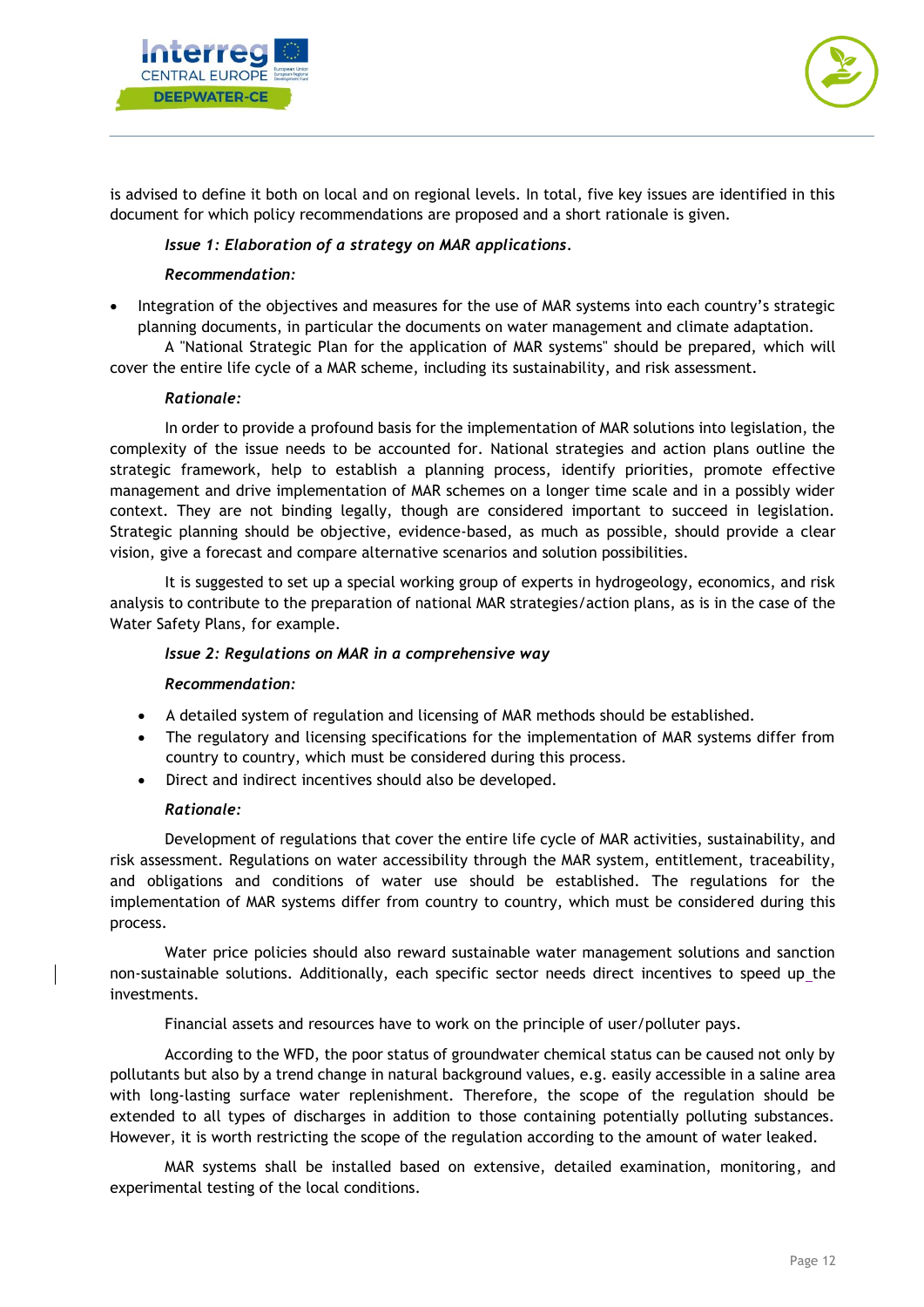is advised to define it both on local and on regional levels. In total, five key issues are identified in this document for which policy recommendations are proposed and a short rationale is given.

***Issue 1: Elaboration of a strategy on MAR applications.***

***Recommendation:***

- Integration of the objectives and measures for the use of MAR systems into each country's strategic planning documents, in particular the documents on water management and climate adaptation.

A "National Strategic Plan for the application of MAR systems" should be prepared, which will cover the entire life cycle of a MAR scheme, including its sustainability, and risk assessment.

***Rationale:***

In order to provide a profound basis for the implementation of MAR solutions into legislation, the complexity of the issue needs to be accounted for. National strategies and action plans outline the strategic framework, help to establish a planning process, identify priorities, promote effective management and drive implementation of MAR schemes on a longer time scale and in a possibly wider context. They are not binding legally, though are considered important to succeed in legislation. Strategic planning should be objective, evidence-based, as much as possible, should provide a clear vision, give a forecast and compare alternative scenarios and solution possibilities.

It is suggested to set up a special working group of experts in hydrogeology, economics, and risk analysis to contribute to the preparation of national MAR strategies/action plans, as is in the case of the Water Safety Plans, for example.

***Issue 2: Regulations on MAR in a comprehensive way***

***Recommendation:***

- A detailed system of regulation and licensing of MAR methods should be established.
- The regulatory and licensing specifications for the implementation of MAR systems differ from country to country, which must be considered during this process.
- Direct and indirect incentives should also be developed.

***Rationale:***

Development of regulations that cover the entire life cycle of MAR activities, sustainability, and risk assessment. Regulations on water accessibility through the MAR system, entitlement, traceability, and obligations and conditions of water use should be established. The regulations for the implementation of MAR systems differ from country to country, which must be considered during this process.

Water price policies should also reward sustainable water management solutions and sanction non-sustainable solutions. Additionally, each specific sector needs direct incentives to speed up the investments.

Financial assets and resources have to work on the principle of user/polluter pays.

According to the WFD, the poor status of groundwater chemical status can be caused not only by pollutants but also by a trend change in natural background values, e.g. easily accessible in a saline area with long-lasting surface water replenishment. Therefore, the scope of the regulation should be extended to all types of discharges in addition to those containing potentially polluting substances. However, it is worth restricting the scope of the regulation according to the amount of water leaked.

MAR systems shall be installed based on extensive, detailed examination, monitoring, and experimental testing of the local conditions.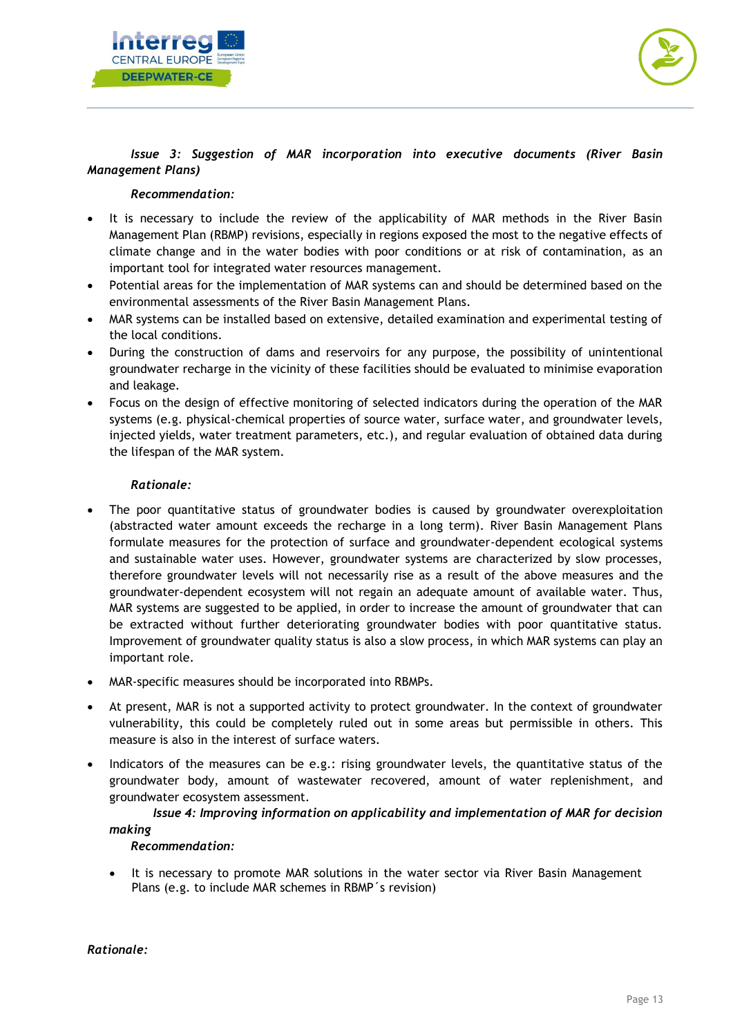***Issue 3: Suggestion of MAR incorporation into executive documents (River Basin Management Plans)***

***Recommendation:***

- It is necessary to include the review of the applicability of MAR methods in the River Basin Management Plan (RBMP) revisions, especially in regions exposed the most to the negative effects of climate change and in the water bodies with poor conditions or at risk of contamination, as an important tool for integrated water resources management.
- Potential areas for the implementation of MAR systems can and should be determined based on the environmental assessments of the River Basin Management Plans.
- MAR systems can be installed based on extensive, detailed examination and experimental testing of the local conditions.
- During the construction of dams and reservoirs for any purpose, the possibility of unintentional groundwater recharge in the vicinity of these facilities should be evaluated to minimise evaporation and leakage.
- Focus on the design of effective monitoring of selected indicators during the operation of the MAR systems (e.g. physical-chemical properties of source water, surface water, and groundwater levels, injected yields, water treatment parameters, etc.), and regular evaluation of obtained data during the lifespan of the MAR system.

***Rationale:***

- The poor quantitative status of groundwater bodies is caused by groundwater overexploitation (abstracted water amount exceeds the recharge in a long term). River Basin Management Plans formulate measures for the protection of surface and groundwater-dependent ecological systems and sustainable water uses. However, groundwater systems are characterized by slow processes, therefore groundwater levels will not necessarily rise as a result of the above measures and the groundwater-dependent ecosystem will not regain an adequate amount of available water. Thus, MAR systems are suggested to be applied, in order to increase the amount of groundwater that can be extracted without further deteriorating groundwater bodies with poor quantitative status. Improvement of groundwater quality status is also a slow process, in which MAR systems can play an important role.

- MAR-specific measures should be incorporated into RBMPs.

- At present, MAR is not a supported activity to protect groundwater. In the context of groundwater vulnerability, this could be completely ruled out in some areas but permissible in others. This measure is also in the interest of surface waters.

- Indicators of the measures can be e.g.: rising groundwater levels, the quantitative status of the groundwater body, amount of wastewater recovered, amount of water replenishment, and groundwater ecosystem assessment.

***Issue 4: Improving information on applicability and implementation of MAR for decision making***

***Recommendation:***

- It is necessary to promote MAR solutions in the water sector via River Basin Management Plans (e.g. to include MAR schemes in RBMP´s revision)

***Rationale:***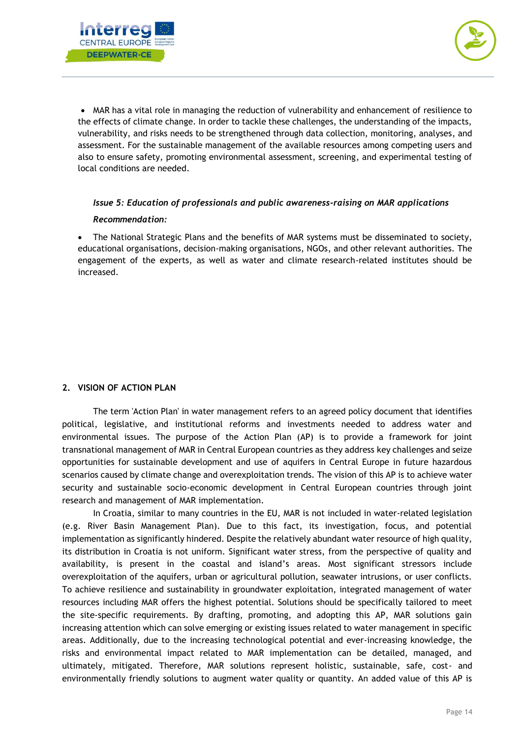- MAR has a vital role in managing the reduction of vulnerability and enhancement of resilience to the effects of climate change. In order to tackle these challenges, the understanding of the impacts, vulnerability, and risks needs to be strengthened through data collection, monitoring, analyses, and assessment. For the sustainable management of the available resources among competing users and also to ensure safety, promoting environmental assessment, screening, and experimental testing of local conditions are needed.

***Issue 5: Education of professionals and public awareness-raising on MAR applications***

***Recommendation:***

- The National Strategic Plans and the benefits of MAR systems must be disseminated to society, educational organisations, decision-making organisations, NGOs, and other relevant authorities. The engagement of the experts, as well as water and climate research-related institutes should be increased.

## 2. VISION OF ACTION PLAN

The term 'Action Plan' in water management refers to an agreed policy document that identifies political, legislative, and institutional reforms and investments needed to address water and environmental issues. The purpose of the Action Plan (AP) is to provide a framework for joint transnational management of MAR in Central European countries as they address key challenges and seize opportunities for sustainable development and use of aquifers in Central Europe in future hazardous scenarios caused by climate change and overexploitation trends. The vision of this AP is to achieve water security and sustainable socio-economic development in Central European countries through joint research and management of MAR implementation.

In Croatia, similar to many countries in the EU, MAR is not included in water-related legislation (e.g. River Basin Management Plan). Due to this fact, its investigation, focus, and potential implementation as significantly hindered. Despite the relatively abundant water resource of high quality, its distribution in Croatia is not uniform. Significant water stress, from the perspective of quality and availability, is present in the coastal and island's areas. Most significant stressors include overexploitation of the aquifers, urban or agricultural pollution, seawater intrusions, or user conflicts. To achieve resilience and sustainability in groundwater exploitation, integrated management of water resources including MAR offers the highest potential. Solutions should be specifically tailored to meet the site-specific requirements. By drafting, promoting, and adopting this AP, MAR solutions gain increasing attention which can solve emerging or existing issues related to water management in specific areas. Additionally, due to the increasing technological potential and ever-increasing knowledge, the risks and environmental impact related to MAR implementation can be detailed, managed, and ultimately, mitigated. Therefore, MAR solutions represent holistic, sustainable, safe, cost- and environmentally friendly solutions to augment water quality or quantity. An added value of this AP is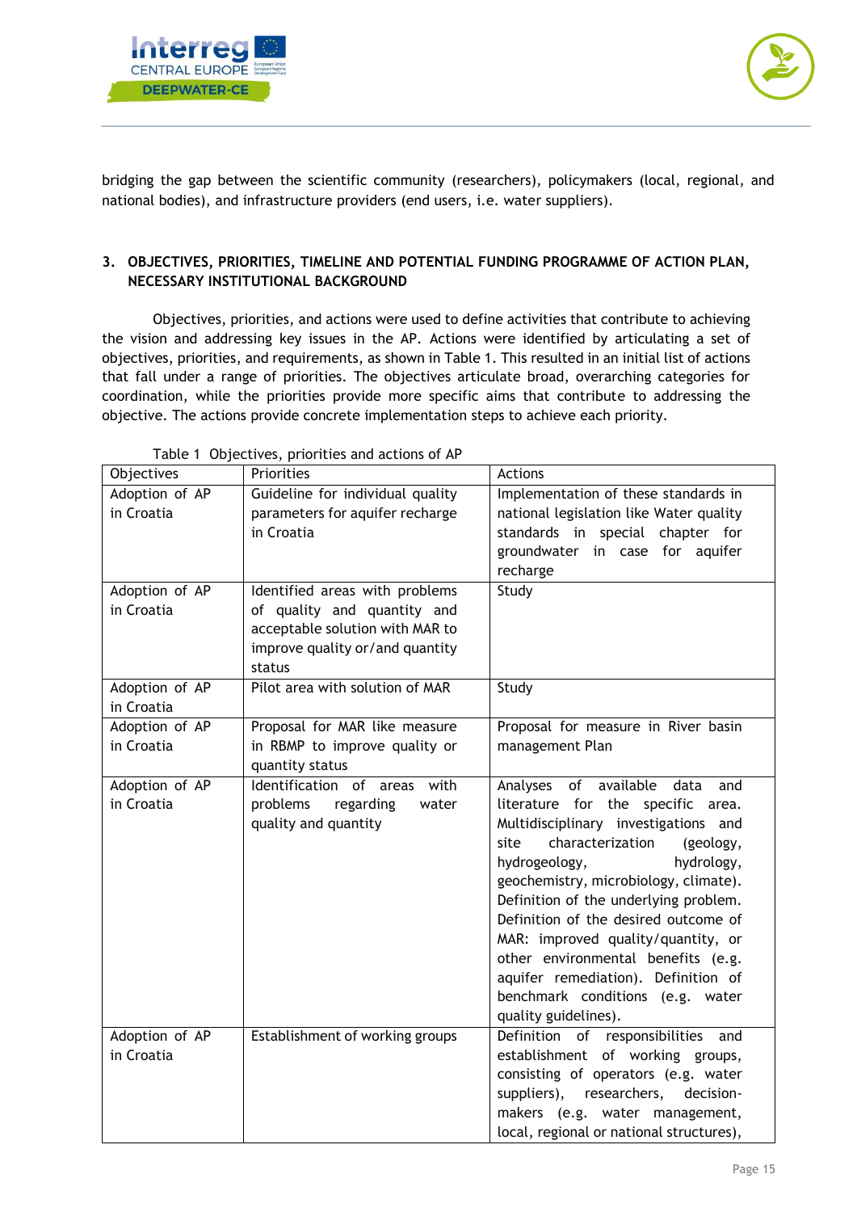bridging the gap between the scientific community (researchers), policymakers (local, regional, and national bodies), and infrastructure providers (end users, i.e. water suppliers).

## 3. OBJECTIVES, PRIORITIES, TIMELINE AND POTENTIAL FUNDING PROGRAMME OF ACTION PLAN, NECESSARY INSTITUTIONAL BACKGROUND

Objectives, priorities, and actions were used to define activities that contribute to achieving the vision and addressing key issues in the AP. Actions were identified by articulating a set of objectives, priorities, and requirements, as shown in Table 1. This resulted in an initial list of actions that fall under a range of priorities. The objectives articulate broad, overarching categories for coordination, while the priorities provide more specific aims that contribute to addressing the objective. The actions provide concrete implementation steps to achieve each priority.

Table 1 Objectives, priorities and actions of AP

| Objectives | Priorities | Actions |
|---|---|---|
| Adoption of AP in Croatia | Guideline for individual quality parameters for aquifer recharge in Croatia | Implementation of these standards in national legislation like Water quality standards in special chapter for groundwater in case for aquifer recharge |
| Adoption of AP in Croatia | Identified areas with problems of quality and quantity and acceptable solution with MAR to improve quality or/and quantity status | Study |
| Adoption of AP in Croatia | Pilot area with solution of MAR | Study |
| Adoption of AP in Croatia | Proposal for MAR like measure in RBMP to improve quality or quantity status | Proposal for measure in River basin management Plan |
| Adoption of AP in Croatia | Identification of areas with problems regarding water quality and quantity | Analyses of available data and literature for the specific area. Multidisciplinary investigations and site characterization (geology, hydrogeology, hydrology, geochemistry, microbiology, climate). Definition of the underlying problem. Definition of the desired outcome of MAR: improved quality/quantity, or other environmental benefits (e.g. aquifer remediation). Definition of benchmark conditions (e.g. water quality guidelines). |
| Adoption of AP in Croatia | Establishment of working groups | Definition of responsibilities and establishment of working groups, consisting of operators (e.g. water suppliers), researchers, decision-makers (e.g. water management, local, regional or national structures), |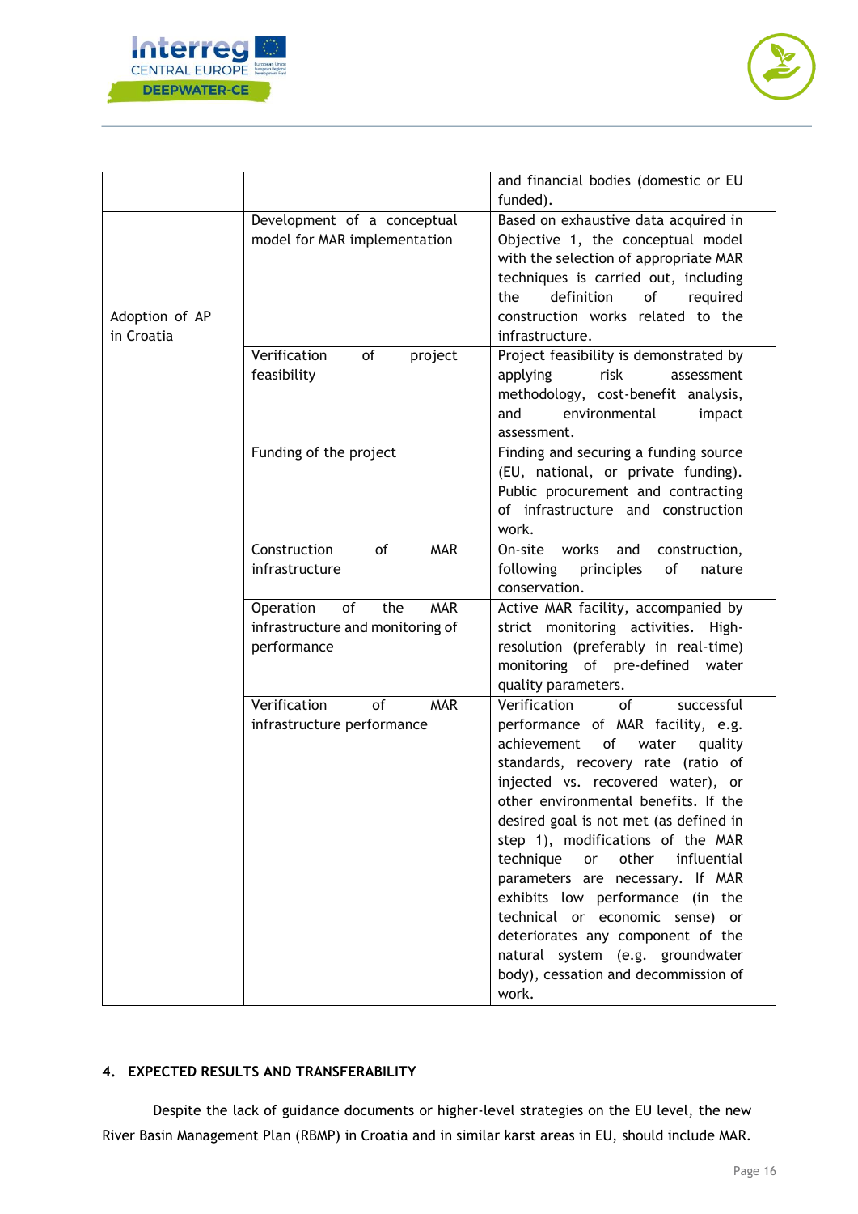| | | |
|---|---|---|
| | | and financial bodies (domestic or EU funded). |
| Adoption of AP in Croatia | Development of a conceptual model for MAR implementation | Based on exhaustive data acquired in Objective 1, the conceptual model with the selection of appropriate MAR techniques is carried out, including the definition of required construction works related to the infrastructure. |
| | Verification of project feasibility | Project feasibility is demonstrated by applying risk assessment methodology, cost-benefit analysis, and environmental impact assessment. |
| | Funding of the project | Finding and securing a funding source (EU, national, or private funding). Public procurement and contracting of infrastructure and construction work. |
| | Construction of MAR infrastructure | On-site works and construction, following principles of nature conservation. |
| | Operation of the MAR infrastructure and monitoring of performance | Active MAR facility, accompanied by strict monitoring activities. High-resolution (preferably in real-time) monitoring of pre-defined water quality parameters. |
| | Verification of MAR infrastructure performance | Verification of successful performance of MAR facility, e.g. achievement of water quality standards, recovery rate (ratio of injected vs. recovered water), or other environmental benefits. If the desired goal is not met (as defined in step 1), modifications of the MAR technique or other influential parameters are necessary. If MAR exhibits low performance (in the technical or economic sense) or deteriorates any component of the natural system (e.g. groundwater body), cessation and decommission of work. |

## 4. EXPECTED RESULTS AND TRANSFERABILITY

Despite the lack of guidance documents or higher-level strategies on the EU level, the new River Basin Management Plan (RBMP) in Croatia and in similar karst areas in EU, should include MAR.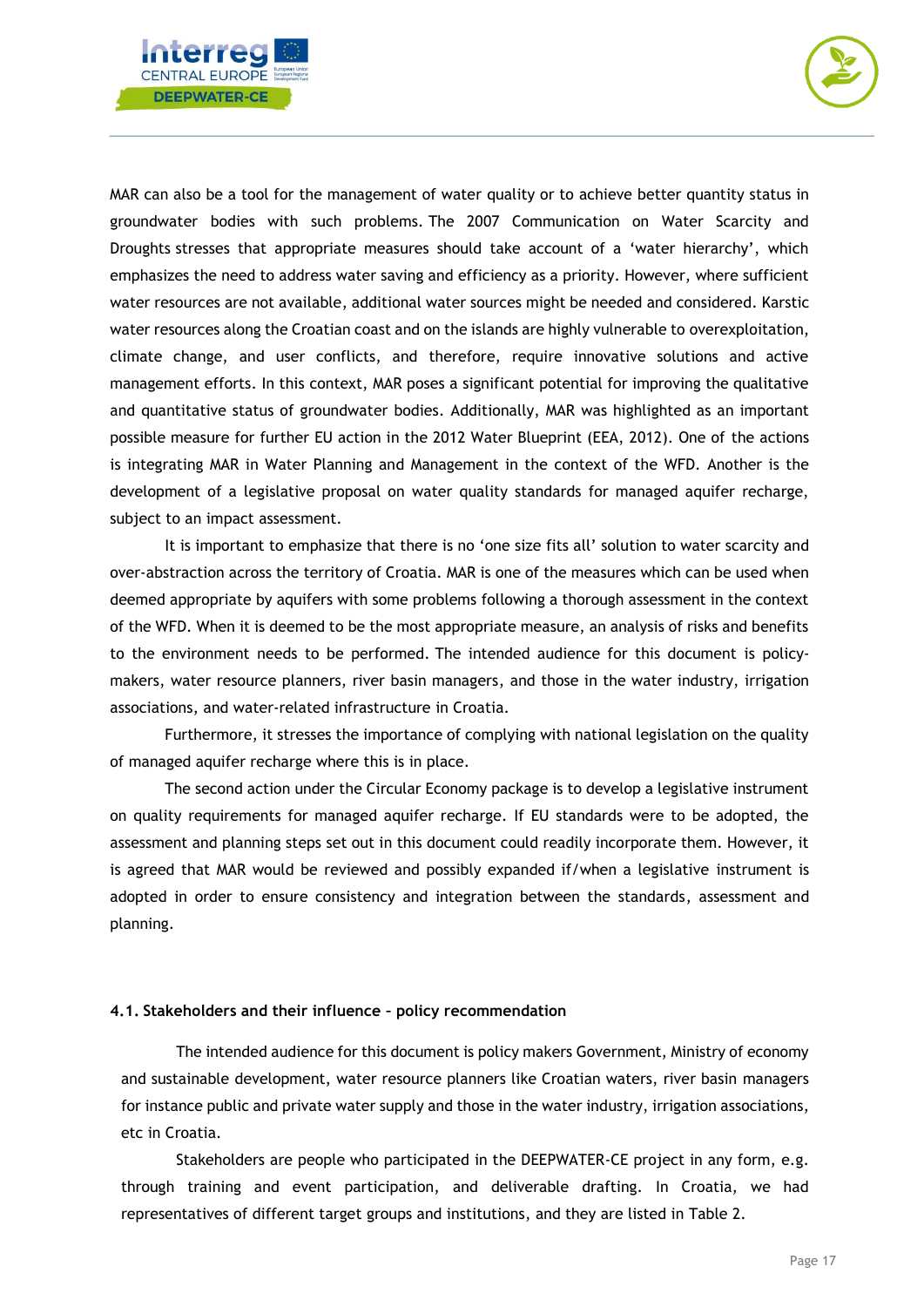MAR can also be a tool for the management of water quality or to achieve better quantity status in groundwater bodies with such problems. The 2007 Communication on Water Scarcity and Droughts stresses that appropriate measures should take account of a 'water hierarchy', which emphasizes the need to address water saving and efficiency as a priority. However, where sufficient water resources are not available, additional water sources might be needed and considered. Karstic water resources along the Croatian coast and on the islands are highly vulnerable to overexploitation, climate change, and user conflicts, and therefore, require innovative solutions and active management efforts. In this context, MAR poses a significant potential for improving the qualitative and quantitative status of groundwater bodies. Additionally, MAR was highlighted as an important possible measure for further EU action in the 2012 Water Blueprint (EEA, 2012). One of the actions is integrating MAR in Water Planning and Management in the context of the WFD. Another is the development of a legislative proposal on water quality standards for managed aquifer recharge, subject to an impact assessment.

It is important to emphasize that there is no 'one size fits all' solution to water scarcity and over-abstraction across the territory of Croatia. MAR is one of the measures which can be used when deemed appropriate by aquifers with some problems following a thorough assessment in the context of the WFD. When it is deemed to be the most appropriate measure, an analysis of risks and benefits to the environment needs to be performed. The intended audience for this document is policy-makers, water resource planners, river basin managers, and those in the water industry, irrigation associations, and water-related infrastructure in Croatia.

Furthermore, it stresses the importance of complying with national legislation on the quality of managed aquifer recharge where this is in place.

The second action under the Circular Economy package is to develop a legislative instrument on quality requirements for managed aquifer recharge. If EU standards were to be adopted, the assessment and planning steps set out in this document could readily incorporate them. However, it is agreed that MAR would be reviewed and possibly expanded if/when a legislative instrument is adopted in order to ensure consistency and integration between the standards, assessment and planning.

#### 4.1. Stakeholders and their influence – policy recommendation

The intended audience for this document is policy makers Government, Ministry of economy and sustainable development, water resource planners like Croatian waters, river basin managers for instance public and private water supply and those in the water industry, irrigation associations, etc in Croatia.

Stakeholders are people who participated in the DEEPWATER-CE project in any form, e.g. through training and event participation, and deliverable drafting. In Croatia, we had representatives of different target groups and institutions, and they are listed in Table 2.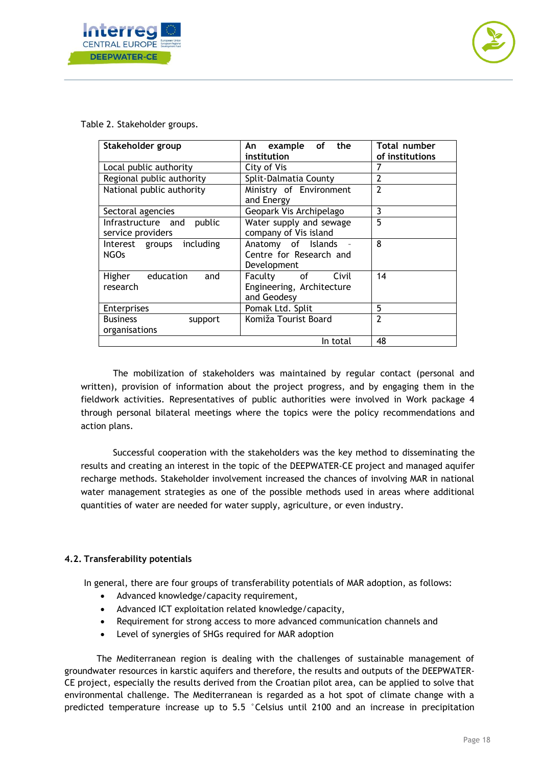Table 2. Stakeholder groups.

| Stakeholder group | An example of the institution | Total number of institutions |
|---|---|---|
| Local public authority | City of Vis | 7 |
| Regional public authority | Split-Dalmatia County | 2 |
| National public authority | Ministry of Environment and Energy | 2 |
| Sectoral agencies | Geopark Vis Archipelago | 3 |
| Infrastructure and public service providers | Water supply and sewage company of Vis island | 5 |
| Interest groups including NGOs | Anatomy of Islands - Centre for Research and Development | 8 |
| Higher education and research | Faculty of Civil Engineering, Architecture and Geodesy | 14 |
| Enterprises | Pomak Ltd. Split | 5 |
| Business support organisations | Komiža Tourist Board | 2 |
| | In total | 48 |

The mobilization of stakeholders was maintained by regular contact (personal and written), provision of information about the project progress, and by engaging them in the fieldwork activities. Representatives of public authorities were involved in Work package 4 through personal bilateral meetings where the topics were the policy recommendations and action plans.

Successful cooperation with the stakeholders was the key method to disseminating the results and creating an interest in the topic of the DEEPWATER-CE project and managed aquifer recharge methods. Stakeholder involvement increased the chances of involving MAR in national water management strategies as one of the possible methods used in areas where additional quantities of water are needed for water supply, agriculture, or even industry.

#### 4.2. Transferability potentials

In general, there are four groups of transferability potentials of MAR adoption, as follows:

- Advanced knowledge/capacity requirement,
- Advanced ICT exploitation related knowledge/capacity,
- Requirement for strong access to more advanced communication channels and
- Level of synergies of SHGs required for MAR adoption

The Mediterranean region is dealing with the challenges of sustainable management of groundwater resources in karstic aquifers and therefore, the results and outputs of the DEEPWATER-CE project, especially the results derived from the Croatian pilot area, can be applied to solve that environmental challenge. The Mediterranean is regarded as a hot spot of climate change with a predicted temperature increase up to 5.5 °Celsius until 2100 and an increase in precipitation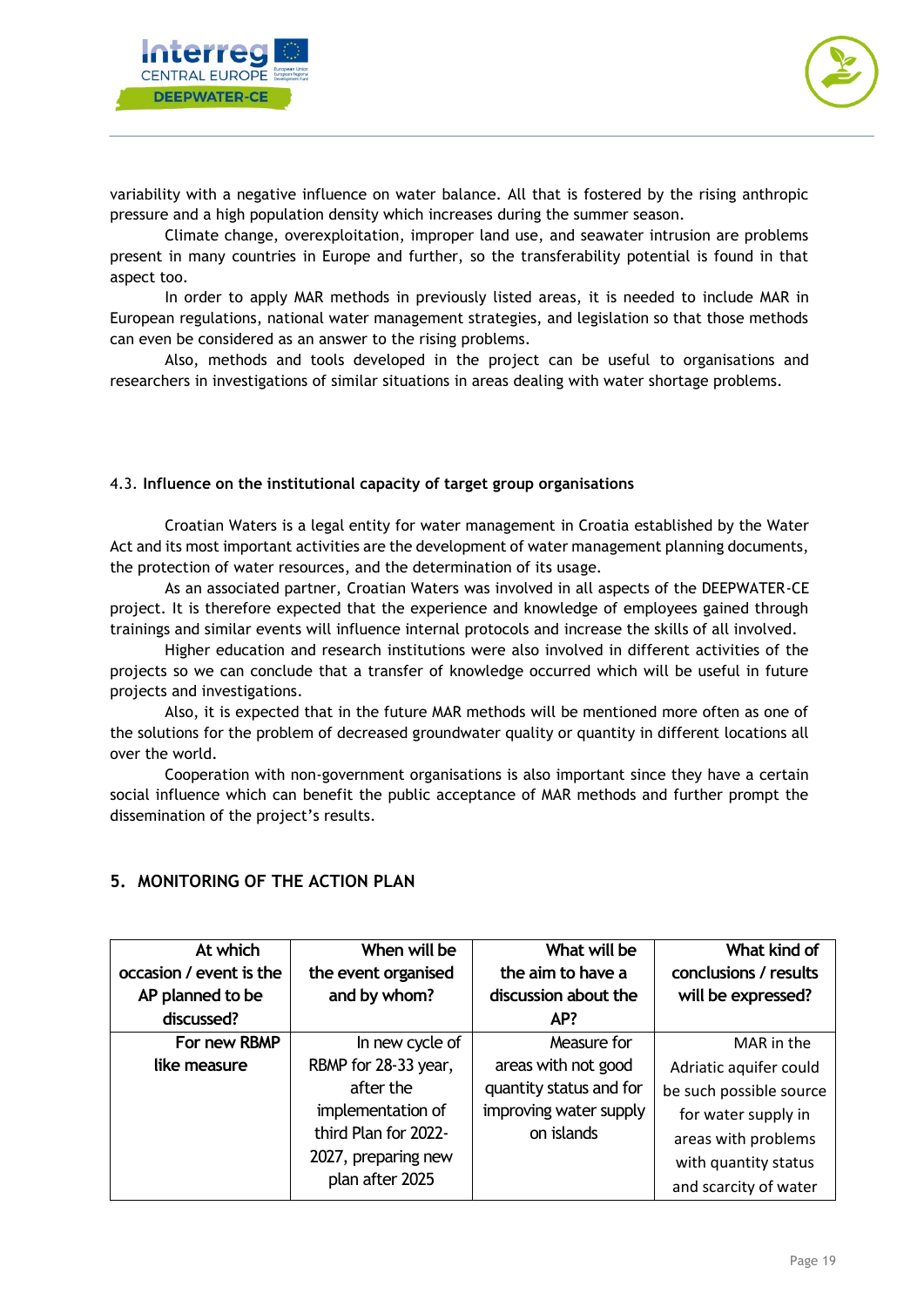variability with a negative influence on water balance. All that is fostered by the rising anthropic pressure and a high population density which increases during the summer season.

Climate change, overexploitation, improper land use, and seawater intrusion are problems present in many countries in Europe and further, so the transferability potential is found in that aspect too.

In order to apply MAR methods in previously listed areas, it is needed to include MAR in European regulations, national water management strategies, and legislation so that those methods can even be considered as an answer to the rising problems.

Also, methods and tools developed in the project can be useful to organisations and researchers in investigations of similar situations in areas dealing with water shortage problems.

### 4.3. Influence on the institutional capacity of target group organisations

Croatian Waters is a legal entity for water management in Croatia established by the Water Act and its most important activities are the development of water management planning documents, the protection of water resources, and the determination of its usage.

As an associated partner, Croatian Waters was involved in all aspects of the DEEPWATER-CE project. It is therefore expected that the experience and knowledge of employees gained through trainings and similar events will influence internal protocols and increase the skills of all involved.

Higher education and research institutions were also involved in different activities of the projects so we can conclude that a transfer of knowledge occurred which will be useful in future projects and investigations.

Also, it is expected that in the future MAR methods will be mentioned more often as one of the solutions for the problem of decreased groundwater quality or quantity in different locations all over the world.

Cooperation with non-government organisations is also important since they have a certain social influence which can benefit the public acceptance of MAR methods and further prompt the dissemination of the project's results.

## 5. MONITORING OF THE ACTION PLAN

| At which occasion / event is the AP planned to be discussed? | When will be the event organised and by whom? | What will be the aim to have a discussion about the AP? | What kind of conclusions / results will be expressed? |
|---|---|---|---|
| For new RBMP like measure | In new cycle of RBMP for 28-33 year, after the implementation of third Plan for 2022-2027, preparing new plan after 2025 | Measure for areas with not good quantity status and for improving water supply on islands | MAR in the Adriatic aquifer could be such possible source for water supply in areas with problems with quantity status and scarcity of water |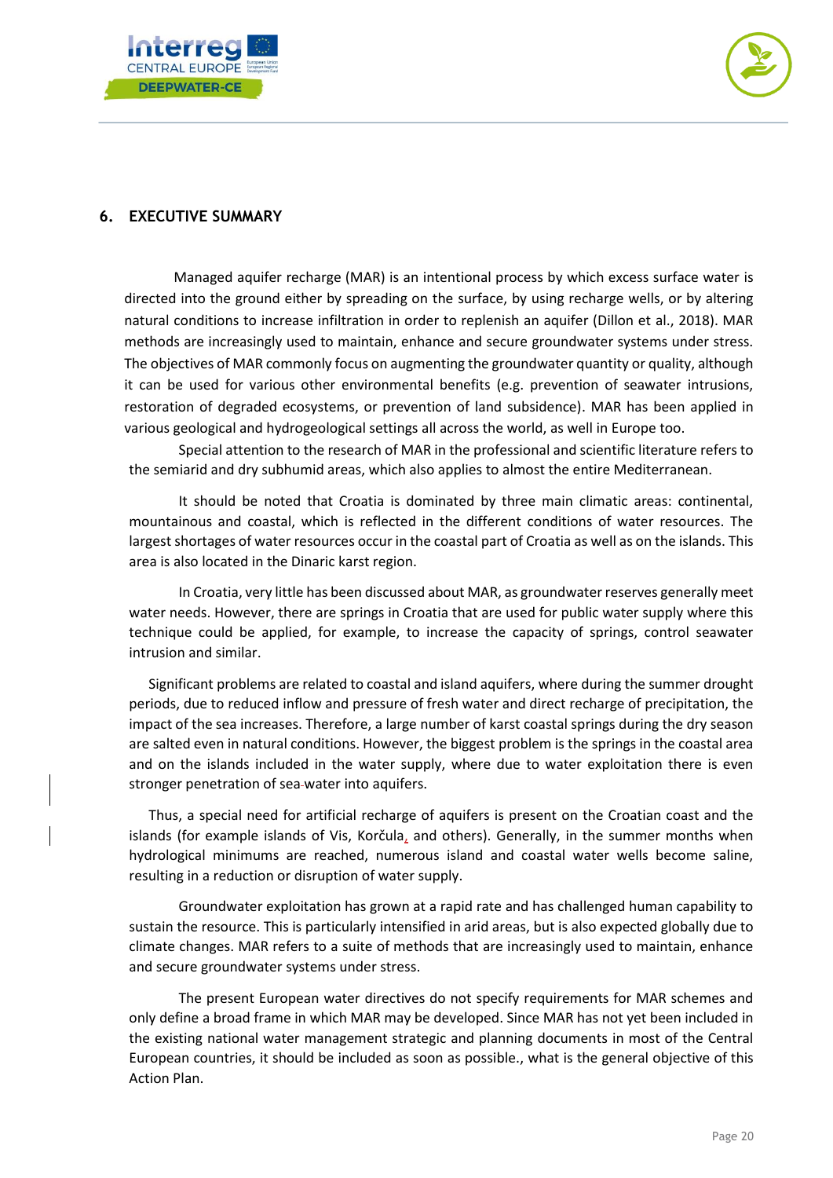## 6. EXECUTIVE SUMMARY

Managed aquifer recharge (MAR) is an intentional process by which excess surface water is directed into the ground either by spreading on the surface, by using recharge wells, or by altering natural conditions to increase infiltration in order to replenish an aquifer (Dillon et al., 2018). MAR methods are increasingly used to maintain, enhance and secure groundwater systems under stress. The objectives of MAR commonly focus on augmenting the groundwater quantity or quality, although it can be used for various other environmental benefits (e.g. prevention of seawater intrusions, restoration of degraded ecosystems, or prevention of land subsidence). MAR has been applied in various geological and hydrogeological settings all across the world, as well in Europe too.

Special attention to the research of MAR in the professional and scientific literature refers to the semiarid and dry subhumid areas, which also applies to almost the entire Mediterranean.

It should be noted that Croatia is dominated by three main climatic areas: continental, mountainous and coastal, which is reflected in the different conditions of water resources. The largest shortages of water resources occur in the coastal part of Croatia as well as on the islands. This area is also located in the Dinaric karst region.

In Croatia, very little has been discussed about MAR, as groundwater reserves generally meet water needs. However, there are springs in Croatia that are used for public water supply where this technique could be applied, for example, to increase the capacity of springs, control seawater intrusion and similar.

Significant problems are related to coastal and island aquifers, where during the summer drought periods, due to reduced inflow and pressure of fresh water and direct recharge of precipitation, the impact of the sea increases. Therefore, a large number of karst coastal springs during the dry season are salted even in natural conditions. However, the biggest problem is the springs in the coastal area and on the islands included in the water supply, where due to water exploitation there is even stronger penetration of sea-water into aquifers.

Thus, a special need for artificial recharge of aquifers is present on the Croatian coast and the islands (for example islands of Vis, Korčula, and others). Generally, in the summer months when hydrological minimums are reached, numerous island and coastal water wells become saline, resulting in a reduction or disruption of water supply.

Groundwater exploitation has grown at a rapid rate and has challenged human capability to sustain the resource. This is particularly intensified in arid areas, but is also expected globally due to climate changes. MAR refers to a suite of methods that are increasingly used to maintain, enhance and secure groundwater systems under stress.

The present European water directives do not specify requirements for MAR schemes and only define a broad frame in which MAR may be developed. Since MAR has not yet been included in the existing national water management strategic and planning documents in most of the Central European countries, it should be included as soon as possible., what is the general objective of this Action Plan.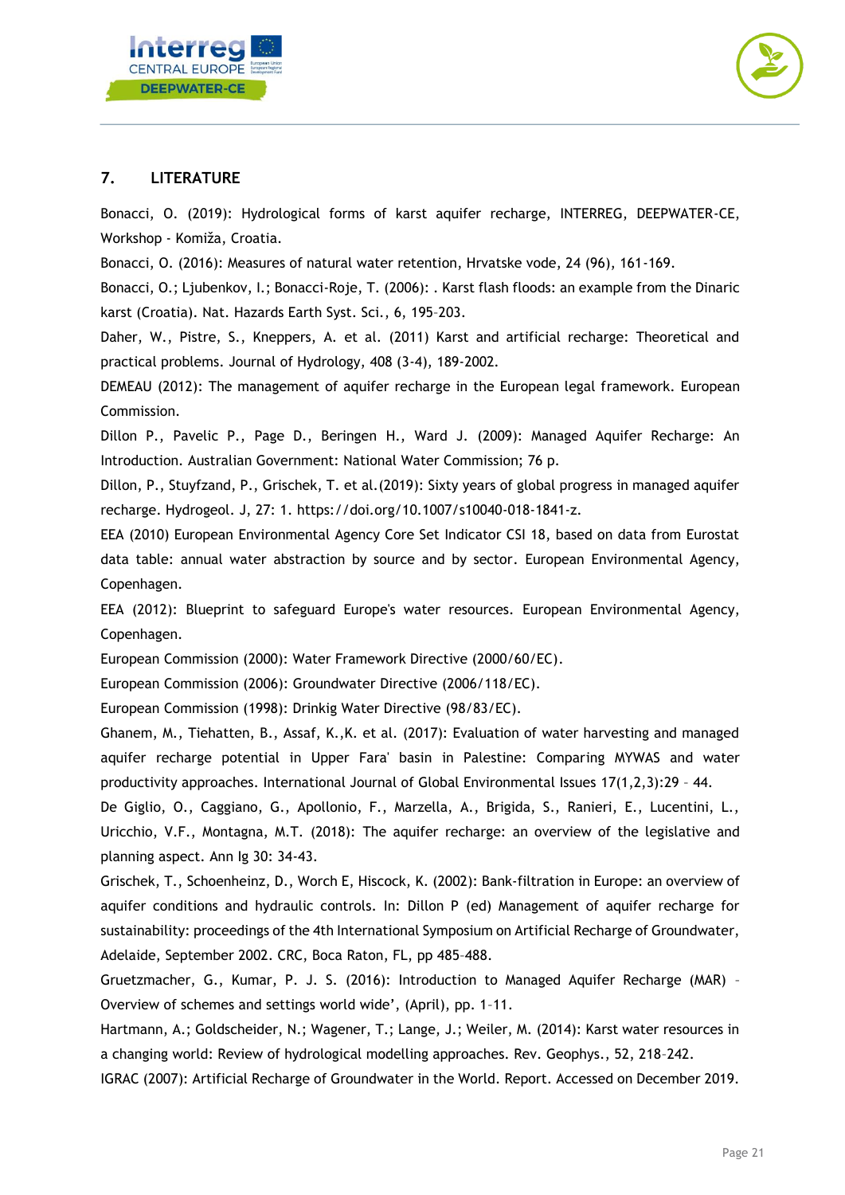## 7. LITERATURE

Bonacci, O. (2019): Hydrological forms of karst aquifer recharge, INTERREG, DEEPWATER-CE, Workshop - Komiža, Croatia.

Bonacci, O. (2016): Measures of natural water retention, Hrvatske vode, 24 (96), 161-169.

Bonacci, O.; Ljubenkov, I.; Bonacci-Roje, T. (2006): . Karst flash floods: an example from the Dinaric karst (Croatia). Nat. Hazards Earth Syst. Sci., 6, 195–203.

Daher, W., Pistre, S., Kneppers, A. et al. (2011) Karst and artificial recharge: Theoretical and practical problems. Journal of Hydrology, 408 (3-4), 189-2002.

DEMEAU (2012): The management of aquifer recharge in the European legal framework. European Commission.

Dillon P., Pavelic P., Page D., Beringen H., Ward J. (2009): Managed Aquifer Recharge: An Introduction. Australian Government: National Water Commission; 76 p.

Dillon, P., Stuyfzand, P., Grischek, T. et al.(2019): Sixty years of global progress in managed aquifer recharge. Hydrogeol. J, 27: 1. https://doi.org/10.1007/s10040-018-1841-z.

EEA (2010) European Environmental Agency Core Set Indicator CSI 18, based on data from Eurostat data table: annual water abstraction by source and by sector. European Environmental Agency, Copenhagen.

EEA (2012): Blueprint to safeguard Europe's water resources. European Environmental Agency, Copenhagen.

European Commission (2000): Water Framework Directive (2000/60/EC).

European Commission (2006): Groundwater Directive (2006/118/EC).

European Commission (1998): Drinkig Water Directive (98/83/EC).

Ghanem, M., Tiehatten, B., Assaf, K.,K. et al. (2017): Evaluation of water harvesting and managed aquifer recharge potential in Upper Fara' basin in Palestine: Comparing MYWAS and water productivity approaches. International Journal of Global Environmental Issues 17(1,2,3):29 – 44.

De Giglio, O., Caggiano, G., Apollonio, F., Marzella, A., Brigida, S., Ranieri, E., Lucentini, L., Uricchio, V.F., Montagna, M.T. (2018): The aquifer recharge: an overview of the legislative and planning aspect. Ann Ig 30: 34-43.

Grischek, T., Schoenheinz, D., Worch E, Hiscock, K. (2002): Bank-filtration in Europe: an overview of aquifer conditions and hydraulic controls. In: Dillon P (ed) Management of aquifer recharge for sustainability: proceedings of the 4th International Symposium on Artificial Recharge of Groundwater, Adelaide, September 2002. CRC, Boca Raton, FL, pp 485–488.

Gruetzmacher, G., Kumar, P. J. S. (2016): Introduction to Managed Aquifer Recharge (MAR) – Overview of schemes and settings world wide', (April), pp. 1–11.

Hartmann, A.; Goldscheider, N.; Wagener, T.; Lange, J.; Weiler, M. (2014): Karst water resources in a changing world: Review of hydrological modelling approaches. Rev. Geophys., 52, 218–242.

IGRAC (2007): Artificial Recharge of Groundwater in the World. Report. Accessed on December 2019.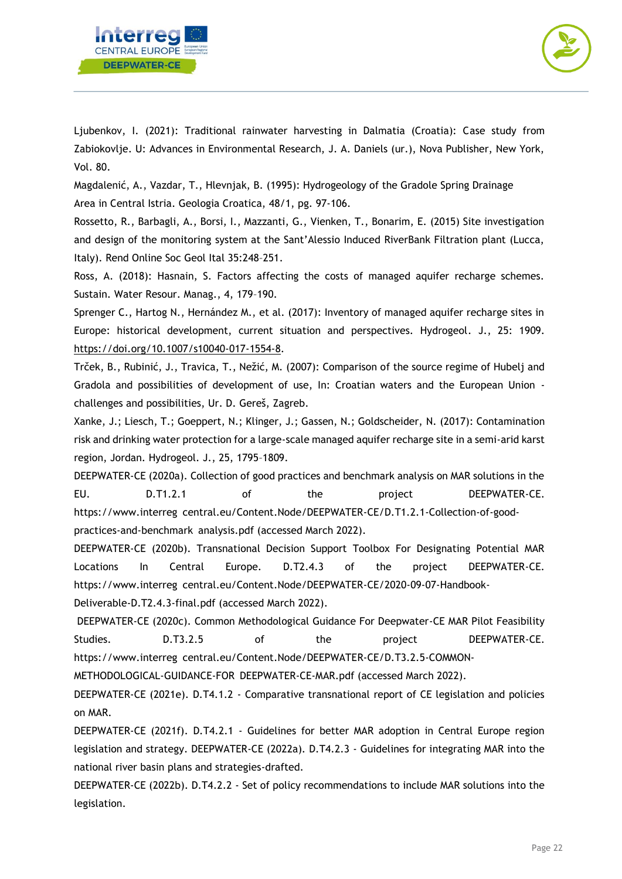Ljubenkov, I. (2021): Traditional rainwater harvesting in Dalmatia (Croatia): Case study from Zabiokovlje. U: Advances in Environmental Research, J. A. Daniels (ur.), Nova Publisher, New York, Vol. 80.

Magdalenić, A., Vazdar, T., Hlevnjak, B. (1995): Hydrogeology of the Gradole Spring Drainage Area in Central Istria. Geologia Croatica, 48/1, pg. 97-106.

Rossetto, R., Barbagli, A., Borsi, I., Mazzanti, G., Vienken, T., Bonarim, E. (2015) Site investigation and design of the monitoring system at the Sant'Alessio Induced RiverBank Filtration plant (Lucca, Italy). Rend Online Soc Geol Ital 35:248–251.

Ross, A. (2018): Hasnain, S. Factors affecting the costs of managed aquifer recharge schemes. Sustain. Water Resour. Manag., 4, 179–190.

Sprenger C., Hartog N., Hernández M., et al. (2017): Inventory of managed aquifer recharge sites in Europe: historical development, current situation and perspectives. Hydrogeol. J., 25: 1909. https://doi.org/10.1007/s10040-017-1554-8.

Trček, B., Rubinić, J., Travica, T., Nežić, M. (2007): Comparison of the source regime of Hubelj and Gradola and possibilities of development of use, In: Croatian waters and the European Union - challenges and possibilities, Ur. D. Gereš, Zagreb.

Xanke, J.; Liesch, T.; Goeppert, N.; Klinger, J.; Gassen, N.; Goldscheider, N. (2017): Contamination risk and drinking water protection for a large-scale managed aquifer recharge site in a semi-arid karst region, Jordan. Hydrogeol. J., 25, 1795–1809.

DEEPWATER-CE (2020a). Collection of good practices and benchmark analysis on MAR solutions in the EU. D.T1.2.1 of the project DEEPWATER-CE. https://www.interreg central.eu/Content.Node/DEEPWATER-CE/D.T1.2.1-Collection-of-good-practices-and-benchmark analysis.pdf (accessed March 2022).

DEEPWATER-CE (2020b). Transnational Decision Support Toolbox For Designating Potential MAR Locations In Central Europe. D.T2.4.3 of the project DEEPWATER-CE. https://www.interreg central.eu/Content.Node/DEEPWATER-CE/2020-09-07-Handbook-Deliverable-D.T2.4.3-final.pdf (accessed March 2022).

DEEPWATER-CE (2020c). Common Methodological Guidance For Deepwater-CE MAR Pilot Feasibility Studies. D.T3.2.5 of the project DEEPWATER-CE. https://www.interreg central.eu/Content.Node/DEEPWATER-CE/D.T3.2.5-COMMON-METHODOLOGICAL-GUIDANCE-FOR DEEPWATER-CE-MAR.pdf (accessed March 2022).

DEEPWATER-CE (2021e). D.T4.1.2 - Comparative transnational report of CE legislation and policies on MAR.

DEEPWATER-CE (2021f). D.T4.2.1 - Guidelines for better MAR adoption in Central Europe region legislation and strategy. DEEPWATER-CE (2022a). D.T4.2.3 - Guidelines for integrating MAR into the national river basin plans and strategies-drafted.

DEEPWATER-CE (2022b). D.T4.2.2 - Set of policy recommendations to include MAR solutions into the legislation.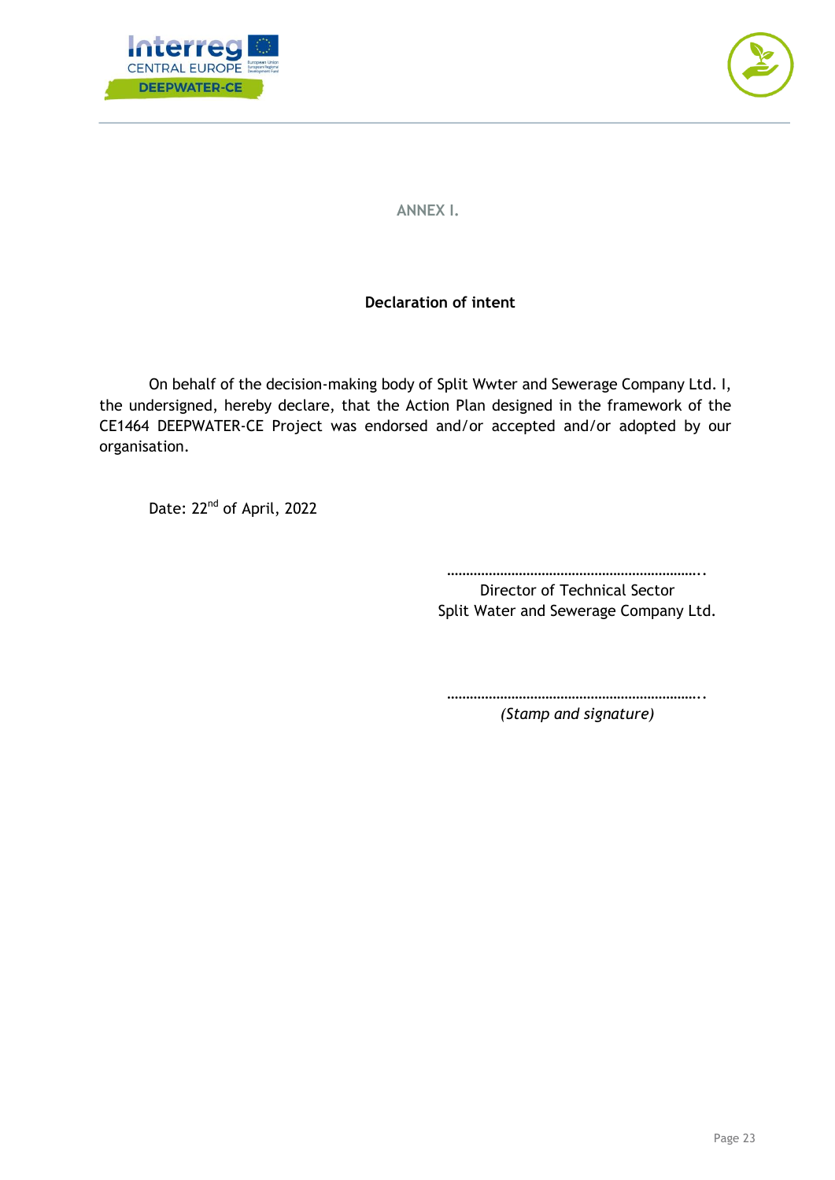ANNEX I.

**Declaration of intent**

On behalf of the decision-making body of Split Wwter and Sewerage Company Ltd. I, the undersigned, hereby declare, that the Action Plan designed in the framework of the CE1464 DEEPWATER-CE Project was endorsed and/or accepted and/or adopted by our organisation.

Date: 22nd of April, 2022

…………………………………………………………..
Director of Technical Sector
Split Water and Sewerage Company Ltd.

…………………………………………………………..
*(Stamp and signature)*